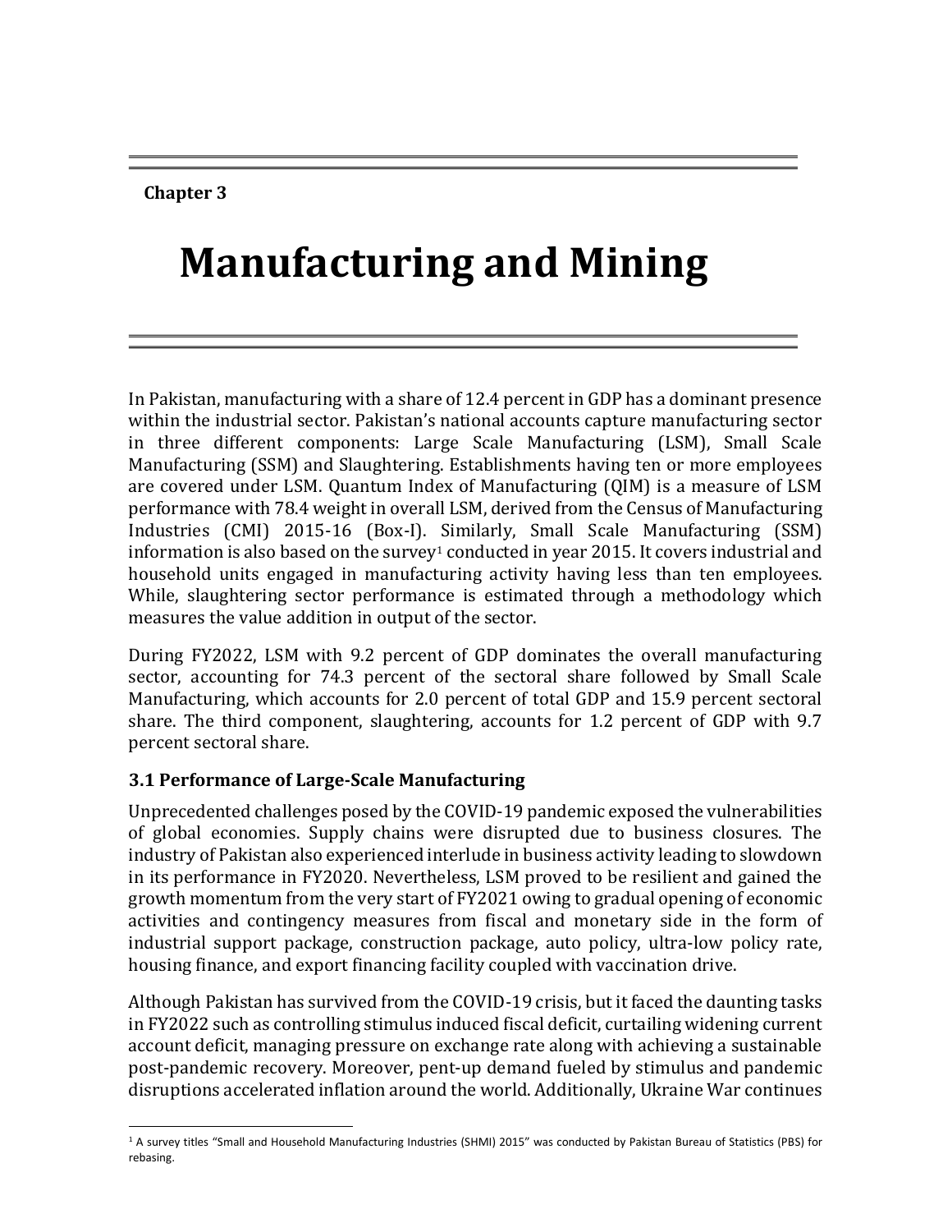**Chapter 3**

# Manufacturing and Mining

In Pakistan, manufacturing with a share of 12.4 percent in GDP has a dominant presence within the industrial sector. Pakistan's national accounts capture manufacturing sector in three different components: Large Scale Manufacturing (LSM), Small Scale Manufacturing (SSM) and Slaughtering. Establishments having ten or more employees are covered under LSM. Quantum Index of Manufacturing (QIM) is a measure of LSM performance with 78.4 weight in overall LSM, derived from the Census of Manufacturing Industries (CMI) 2015-16 (Box-I). Similarly, Small Scale Manufacturing (SSM) information is also based on the survey[1] conducted in year 2015. It covers industrial and household units engaged in manufacturing activity having less than ten employees. While, slaughtering sector performance is estimated through a methodology which measures the value addition in output of the sector.

During FY2022, LSM with 9.2 percent of GDP dominates the overall manufacturing sector, accounting for 74.3 percent of the sectoral share followed by Small Scale Manufacturing, which accounts for 2.0 percent of total GDP and 15.9 percent sectoral share. The third component, slaughtering, accounts for 1.2 percent of GDP with 9.7 percent sectoral share.

### 3.1 Performance of Large-Scale Manufacturing

Unprecedented challenges posed by the COVID-19 pandemic exposed the vulnerabilities of global economies. Supply chains were disrupted due to business closures. The industry of Pakistan also experienced interlude in business activity leading to slowdown in its performance in FY2020. Nevertheless, LSM proved to be resilient and gained the growth momentum from the very start of FY2021 owing to gradual opening of economic activities and contingency measures from fiscal and monetary side in the form of industrial support package, construction package, auto policy, ultra-low policy rate, housing finance, and export financing facility coupled with vaccination drive.

Although Pakistan has survived from the COVID-19 crisis, but it faced the daunting tasks in FY2022 such as controlling stimulus induced fiscal deficit, curtailing widening current account deficit, managing pressure on exchange rate along with achieving a sustainable post-pandemic recovery. Moreover, pent-up demand fueled by stimulus and pandemic disruptions accelerated inflation around the world. Additionally, Ukraine War continues

[1] A survey titles "Small and Household Manufacturing Industries (SHMI) 2015" was conducted by Pakistan Bureau of Statistics (PBS) for rebasing.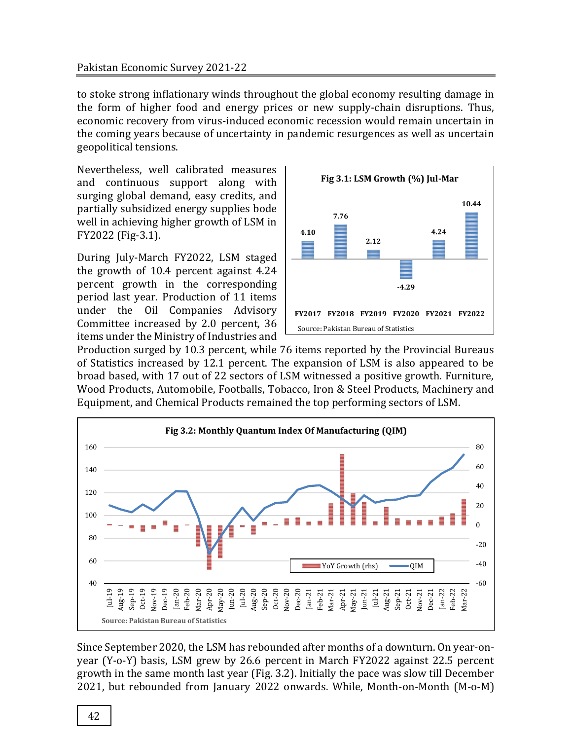to stoke strong inflationary winds throughout the global economy resulting damage in the form of higher food and energy prices or new supply-chain disruptions. Thus, economic recovery from virus-induced economic recession would remain uncertain in the coming years because of uncertainty in pandemic resurgences as well as uncertain geopolitical tensions.

Nevertheless, well calibrated measures and continuous support along with surging global demand, easy credits, and partially subsidized energy supplies bode well in achieving higher growth of LSM in FY2022 (Fig-3.1).

**Fig 3.1: LSM Growth (%) Jul-Mar**

| FY2017 | FY2018 | FY2019 | FY2020 | FY2021 | FY2022 |
|---|---|---|---|---|---|
| 4.10 | 7.76 | 2.12 | -4.29 | 4.24 | 10.44 |

Source: Pakistan Bureau of Statistics

During July-March FY2022, LSM staged the growth of 10.4 percent against 4.24 percent growth in the corresponding period last year. Production of 11 items under the Oil Companies Advisory Committee increased by 2.0 percent, 36 items under the Ministry of Industries and Production surged by 10.3 percent, while 76 items reported by the Provincial Bureaus of Statistics increased by 12.1 percent. The expansion of LSM is also appeared to be broad based, with 17 out of 22 sectors of LSM witnessed a positive growth. Furniture, Wood Products, Automobile, Footballs, Tobacco, Iron & Steel Products, Machinery and Equipment, and Chemical Products remained the top performing sectors of LSM.

**Fig 3.2: Monthly Quantum Index Of Manufacturing (QIM)**

Source: Pakistan Bureau of Statistics

Since September 2020, the LSM has rebounded after months of a downturn. On year-on-year (Y-o-Y) basis, LSM grew by 26.6 percent in March FY2022 against 22.5 percent growth in the same month last year (Fig. 3.2). Initially the pace was slow till December 2021, but rebounded from January 2022 onwards. While, Month-on-Month (M-o-M)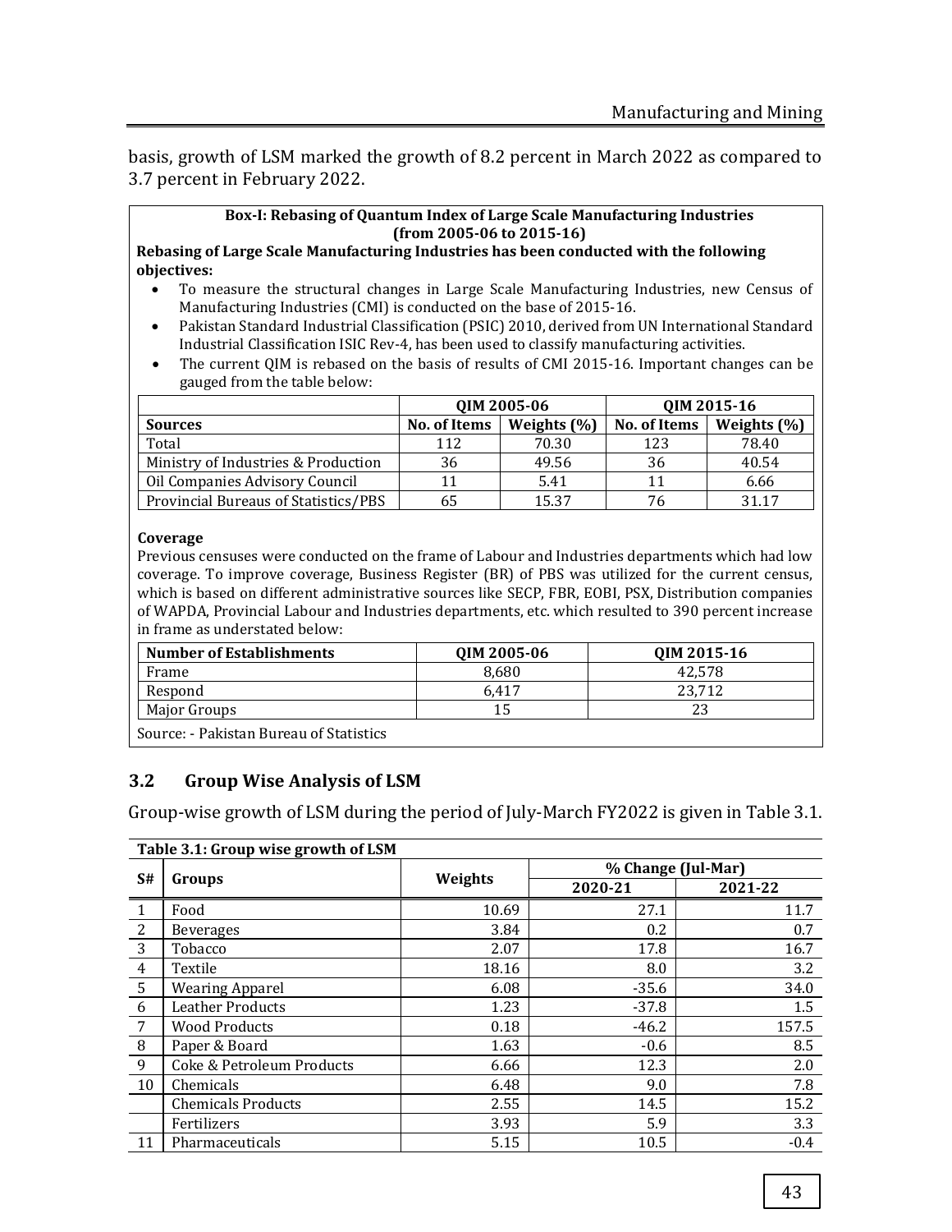basis, growth of LSM marked the growth of 8.2 percent in March 2022 as compared to 3.7 percent in February 2022.

**Box-I: Rebasing of Quantum Index of Large Scale Manufacturing Industries (from 2005-06 to 2015-16)**

**Rebasing of Large Scale Manufacturing Industries has been conducted with the following objectives:**

- To measure the structural changes in Large Scale Manufacturing Industries, new Census of Manufacturing Industries (CMI) is conducted on the base of 2015-16.
- Pakistan Standard Industrial Classification (PSIC) 2010, derived from UN International Standard Industrial Classification ISIC Rev-4, has been used to classify manufacturing activities.
- The current QIM is rebased on the basis of results of CMI 2015-16. Important changes can be gauged from the table below:

| | QIM 2005-06 | | QIM 2015-16 | |
|---|---|---|---|---|
| **Sources** | **No. of Items** | **Weights (%)** | **No. of Items** | **Weights (%)** |
| Total | 112 | 70.30 | 123 | 78.40 |
| Ministry of Industries & Production | 36 | 49.56 | 36 | 40.54 |
| Oil Companies Advisory Council | 11 | 5.41 | 11 | 6.66 |
| Provincial Bureaus of Statistics/PBS | 65 | 15.37 | 76 | 31.17 |

**Coverage**

Previous censuses were conducted on the frame of Labour and Industries departments which had low coverage. To improve coverage, Business Register (BR) of PBS was utilized for the current census, which is based on different administrative sources like SECP, FBR, EOBI, PSX, Distribution companies of WAPDA, Provincial Labour and Industries departments, etc. which resulted to 390 percent increase in frame as understated below:

| Number of Establishments | QIM 2005-06 | QIM 2015-16 |
|---|---|---|
| Frame | 8,680 | 42,578 |
| Respond | 6,417 | 23,712 |
| Major Groups | 15 | 23 |

Source: - Pakistan Bureau of Statistics

## 3.2 Group Wise Analysis of LSM

Group-wise growth of LSM during the period of July-March FY2022 is given in Table 3.1.

**Table 3.1: Group wise growth of LSM**

| S# | Groups | Weights | % Change (Jul-Mar) | |
|---|---|---|---|---|
| | | | 2020-21 | 2021-22 |
| 1 | Food | 10.69 | 27.1 | 11.7 |
| 2 | Beverages | 3.84 | 0.2 | 0.7 |
| 3 | Tobacco | 2.07 | 17.8 | 16.7 |
| 4 | Textile | 18.16 | 8.0 | 3.2 |
| 5 | Wearing Apparel | 6.08 | -35.6 | 34.0 |
| 6 | Leather Products | 1.23 | -37.8 | 1.5 |
| 7 | Wood Products | 0.18 | -46.2 | 157.5 |
| 8 | Paper & Board | 1.63 | -0.6 | 8.5 |
| 9 | Coke & Petroleum Products | 6.66 | 12.3 | 2.0 |
| 10 | Chemicals | 6.48 | 9.0 | 7.8 |
| | Chemicals Products | 2.55 | 14.5 | 15.2 |
| | Fertilizers | 3.93 | 5.9 | 3.3 |
| 11 | Pharmaceuticals | 5.15 | 10.5 | -0.4 |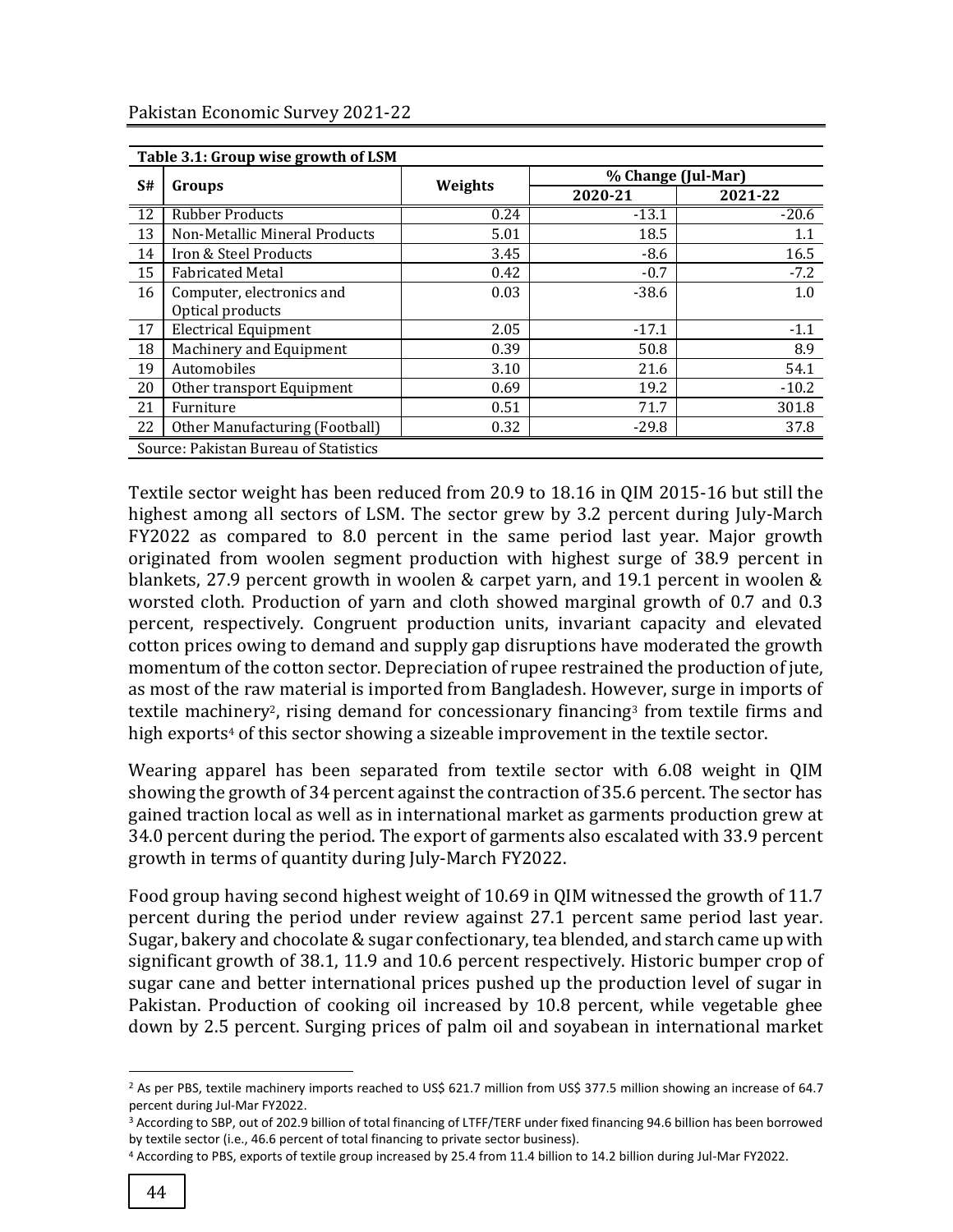**Table 3.1: Group wise growth of LSM**

| S# | Groups | Weights | % Change (Jul-Mar) | |
|---|---|---|---|---|
| | | | 2020-21 | 2021-22 |
| 12 | Rubber Products | 0.24 | -13.1 | -20.6 |
| 13 | Non-Metallic Mineral Products | 5.01 | 18.5 | 1.1 |
| 14 | Iron & Steel Products | 3.45 | -8.6 | 16.5 |
| 15 | Fabricated Metal | 0.42 | -0.7 | -7.2 |
| 16 | Computer, electronics and Optical products | 0.03 | -38.6 | 1.0 |
| 17 | Electrical Equipment | 2.05 | -17.1 | -1.1 |
| 18 | Machinery and Equipment | 0.39 | 50.8 | 8.9 |
| 19 | Automobiles | 3.10 | 21.6 | 54.1 |
| 20 | Other transport Equipment | 0.69 | 19.2 | -10.2 |
| 21 | Furniture | 0.51 | 71.7 | 301.8 |
| 22 | Other Manufacturing (Football) | 0.32 | -29.8 | 37.8 |

Source: Pakistan Bureau of Statistics

Textile sector weight has been reduced from 20.9 to 18.16 in QIM 2015-16 but still the highest among all sectors of LSM. The sector grew by 3.2 percent during July-March FY2022 as compared to 8.0 percent in the same period last year. Major growth originated from woolen segment production with highest surge of 38.9 percent in blankets, 27.9 percent growth in woolen & carpet yarn, and 19.1 percent in woolen & worsted cloth. Production of yarn and cloth showed marginal growth of 0.7 and 0.3 percent, respectively. Congruent production units, invariant capacity and elevated cotton prices owing to demand and supply gap disruptions have moderated the growth momentum of the cotton sector. Depreciation of rupee restrained the production of jute, as most of the raw material is imported from Bangladesh. However, surge in imports of textile machinery[2], rising demand for concessionary financing[3] from textile firms and high exports[4] of this sector showing a sizeable improvement in the textile sector.

Wearing apparel has been separated from textile sector with 6.08 weight in QIM showing the growth of 34 percent against the contraction of 35.6 percent. The sector has gained traction local as well as in international market as garments production grew at 34.0 percent during the period. The export of garments also escalated with 33.9 percent growth in terms of quantity during July-March FY2022.

Food group having second highest weight of 10.69 in QIM witnessed the growth of 11.7 percent during the period under review against 27.1 percent same period last year. Sugar, bakery and chocolate & sugar confectionary, tea blended, and starch came up with significant growth of 38.1, 11.9 and 10.6 percent respectively. Historic bumper crop of sugar cane and better international prices pushed up the production level of sugar in Pakistan. Production of cooking oil increased by 10.8 percent, while vegetable ghee down by 2.5 percent. Surging prices of palm oil and soyabean in international market

---

[2] As per PBS, textile machinery imports reached to US$ 621.7 million from US$ 377.5 million showing an increase of 64.7 percent during Jul-Mar FY2022.

[3] According to SBP, out of 202.9 billion of total financing of LTFF/TERF under fixed financing 94.6 billion has been borrowed by textile sector (i.e., 46.6 percent of total financing to private sector business).

[4] According to PBS, exports of textile group increased by 25.4 from 11.4 billion to 14.2 billion during Jul-Mar FY2022.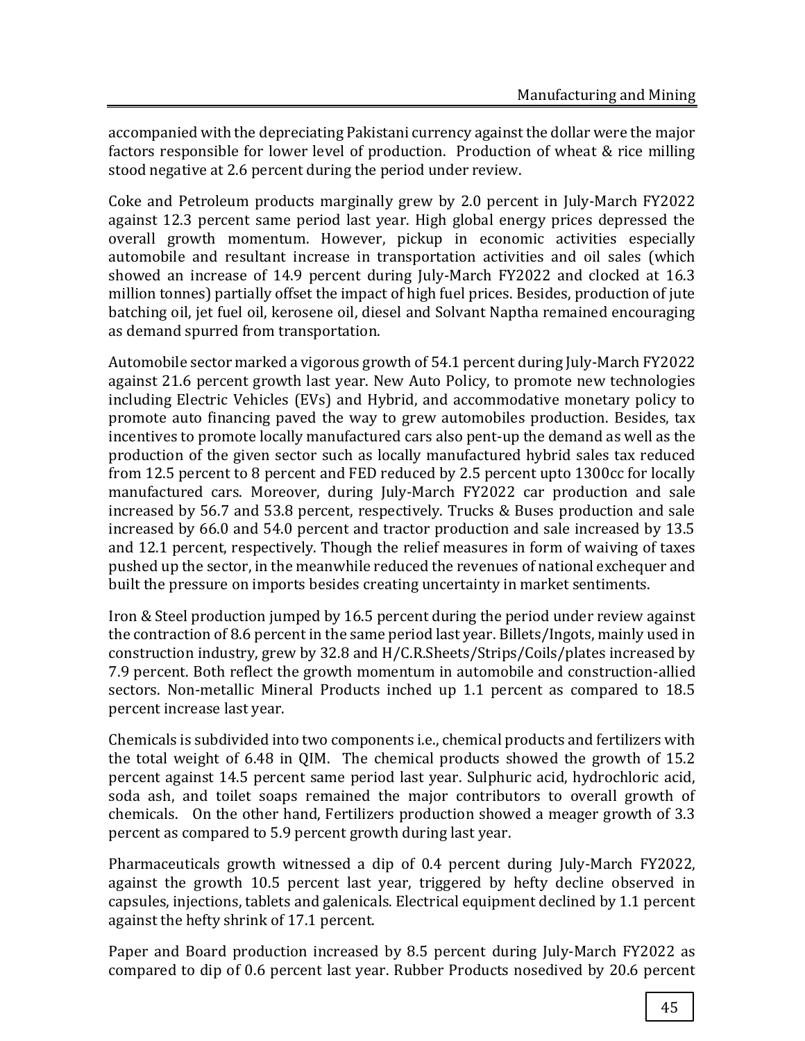accompanied with the depreciating Pakistani currency against the dollar were the major factors responsible for lower level of production. Production of wheat & rice milling stood negative at 2.6 percent during the period under review.

Coke and Petroleum products marginally grew by 2.0 percent in July-March FY2022 against 12.3 percent same period last year. High global energy prices depressed the overall growth momentum. However, pickup in economic activities especially automobile and resultant increase in transportation activities and oil sales (which showed an increase of 14.9 percent during July-March FY2022 and clocked at 16.3 million tonnes) partially offset the impact of high fuel prices. Besides, production of jute batching oil, jet fuel oil, kerosene oil, diesel and Solvant Naptha remained encouraging as demand spurred from transportation.

Automobile sector marked a vigorous growth of 54.1 percent during July-March FY2022 against 21.6 percent growth last year. New Auto Policy, to promote new technologies including Electric Vehicles (EVs) and Hybrid, and accommodative monetary policy to promote auto financing paved the way to grew automobiles production. Besides, tax incentives to promote locally manufactured cars also pent-up the demand as well as the production of the given sector such as locally manufactured hybrid sales tax reduced from 12.5 percent to 8 percent and FED reduced by 2.5 percent upto 1300cc for locally manufactured cars. Moreover, during July-March FY2022 car production and sale increased by 56.7 and 53.8 percent, respectively. Trucks & Buses production and sale increased by 66.0 and 54.0 percent and tractor production and sale increased by 13.5 and 12.1 percent, respectively. Though the relief measures in form of waiving of taxes pushed up the sector, in the meanwhile reduced the revenues of national exchequer and built the pressure on imports besides creating uncertainty in market sentiments.

Iron & Steel production jumped by 16.5 percent during the period under review against the contraction of 8.6 percent in the same period last year. Billets/Ingots, mainly used in construction industry, grew by 32.8 and H/C.R.Sheets/Strips/Coils/plates increased by 7.9 percent. Both reflect the growth momentum in automobile and construction-allied sectors. Non-metallic Mineral Products inched up 1.1 percent as compared to 18.5 percent increase last year.

Chemicals is subdivided into two components i.e., chemical products and fertilizers with the total weight of 6.48 in QIM. The chemical products showed the growth of 15.2 percent against 14.5 percent same period last year. Sulphuric acid, hydrochloric acid, soda ash, and toilet soaps remained the major contributors to overall growth of chemicals. On the other hand, Fertilizers production showed a meager growth of 3.3 percent as compared to 5.9 percent growth during last year.

Pharmaceuticals growth witnessed a dip of 0.4 percent during July-March FY2022, against the growth 10.5 percent last year, triggered by hefty decline observed in capsules, injections, tablets and galenicals. Electrical equipment declined by 1.1 percent against the hefty shrink of 17.1 percent.

Paper and Board production increased by 8.5 percent during July-March FY2022 as compared to dip of 0.6 percent last year. Rubber Products nosedived by 20.6 percent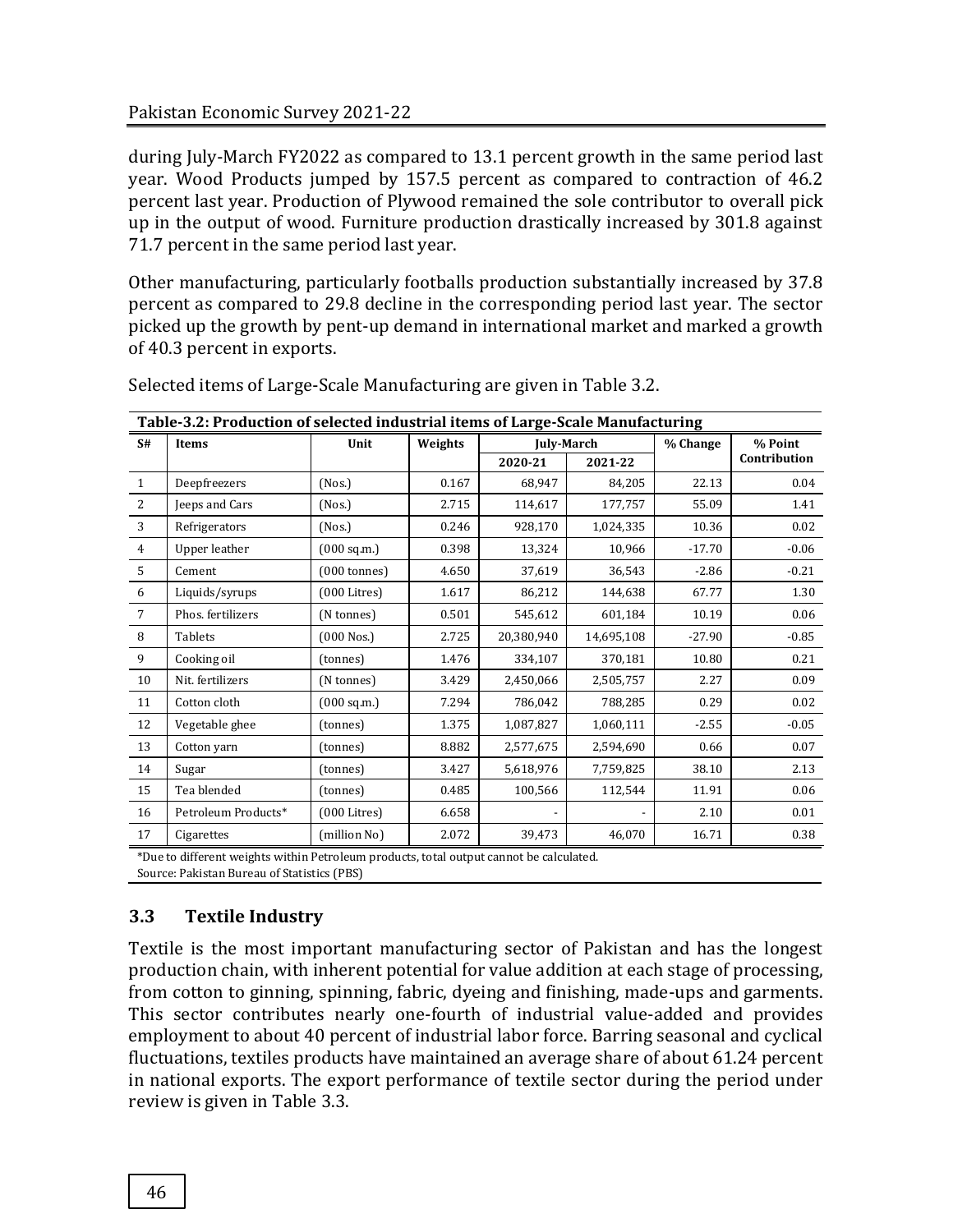during July-March FY2022 as compared to 13.1 percent growth in the same period last year. Wood Products jumped by 157.5 percent as compared to contraction of 46.2 percent last year. Production of Plywood remained the sole contributor to overall pick up in the output of wood. Furniture production drastically increased by 301.8 against 71.7 percent in the same period last year.

Other manufacturing, particularly footballs production substantially increased by 37.8 percent as compared to 29.8 decline in the corresponding period last year. The sector picked up the growth by pent-up demand in international market and marked a growth of 40.3 percent in exports.

Selected items of Large-Scale Manufacturing are given in Table 3.2.

**Table-3.2: Production of selected industrial items of Large-Scale Manufacturing**

| S# | Items | Unit | Weights | July-March | | % Change | % Point Contribution |
|---|---|---|---|---|---|---|---|
| | | | | 2020-21 | 2021-22 | | |
| 1 | Deepfreezers | (Nos.) | 0.167 | 68,947 | 84,205 | 22.13 | 0.04 |
| 2 | Jeeps and Cars | (Nos.) | 2.715 | 114,617 | 177,757 | 55.09 | 1.41 |
| 3 | Refrigerators | (Nos.) | 0.246 | 928,170 | 1,024,335 | 10.36 | 0.02 |
| 4 | Upper leather | (000 sq.m.) | 0.398 | 13,324 | 10,966 | -17.70 | -0.06 |
| 5 | Cement | (000 tonnes) | 4.650 | 37,619 | 36,543 | -2.86 | -0.21 |
| 6 | Liquids/syrups | (000 Litres) | 1.617 | 86,212 | 144,638 | 67.77 | 1.30 |
| 7 | Phos. fertilizers | (N tonnes) | 0.501 | 545,612 | 601,184 | 10.19 | 0.06 |
| 8 | Tablets | (000 Nos.) | 2.725 | 20,380,940 | 14,695,108 | -27.90 | -0.85 |
| 9 | Cooking oil | (tonnes) | 1.476 | 334,107 | 370,181 | 10.80 | 0.21 |
| 10 | Nit. fertilizers | (N tonnes) | 3.429 | 2,450,066 | 2,505,757 | 2.27 | 0.09 |
| 11 | Cotton cloth | (000 sq.m.) | 7.294 | 786,042 | 788,285 | 0.29 | 0.02 |
| 12 | Vegetable ghee | (tonnes) | 1.375 | 1,087,827 | 1,060,111 | -2.55 | -0.05 |
| 13 | Cotton yarn | (tonnes) | 8.882 | 2,577,675 | 2,594,690 | 0.66 | 0.07 |
| 14 | Sugar | (tonnes) | 3.427 | 5,618,976 | 7,759,825 | 38.10 | 2.13 |
| 15 | Tea blended | (tonnes) | 0.485 | 100,566 | 112,544 | 11.91 | 0.06 |
| 16 | Petroleum Products* | (000 Litres) | 6.658 | - | - | 2.10 | 0.01 |
| 17 | Cigarettes | (million No) | 2.072 | 39,473 | 46,070 | 16.71 | 0.38 |

*Due to different weights within Petroleum products, total output cannot be calculated.
Source: Pakistan Bureau of Statistics (PBS)

### 3.3 Textile Industry

Textile is the most important manufacturing sector of Pakistan and has the longest production chain, with inherent potential for value addition at each stage of processing, from cotton to ginning, spinning, fabric, dyeing and finishing, made-ups and garments. This sector contributes nearly one-fourth of industrial value-added and provides employment to about 40 percent of industrial labor force. Barring seasonal and cyclical fluctuations, textiles products have maintained an average share of about 61.24 percent in national exports. The export performance of textile sector during the period under review is given in Table 3.3.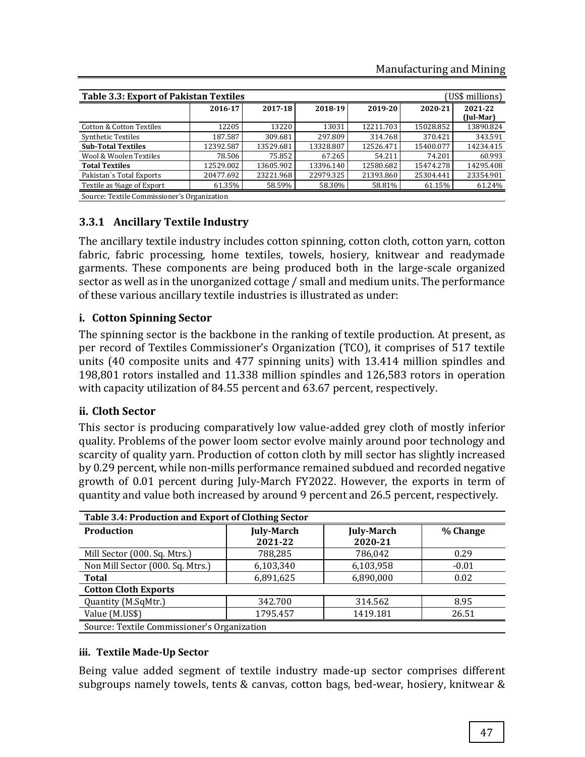**Table 3.3: Export of Pakistan Textiles** (US$ millions)

| | 2016-17 | 2017-18 | 2018-19 | 2019-20 | 2020-21 | 2021-22 (Jul-Mar) |
|---|---|---|---|---|---|---|
| Cotton & Cotton Textiles | 12205 | 13220 | 13031 | 12211.703 | 15028.852 | 13890.824 |
| Synthetic Textiles | 187.587 | 309.681 | 297.809 | 314.768 | 370.421 | 343.591 |
| **Sub-Total Textiles** | 12392.587 | 13529.681 | 13328.807 | 12526.471 | 15400.077 | 14234.415 |
| Wool & Woolen Textiles | 78.506 | 75.852 | 67.265 | 54.211 | 74.201 | 60.993 |
| **Total Textiles** | 12529.002 | 13605.902 | 13396.140 | 12580.682 | 15474.278 | 14295.408 |
| Pakistan`s Total Exports | 20477.692 | 23221.968 | 22979.325 | 21393.860 | 25304.441 | 23354.901 |
| Textile as %age of Export | 61.35% | 58.59% | 58.30% | 58.81% | 61.15% | 61.24% |

Source: Textile Commissioner's Organization

### 3.3.1 Ancillary Textile Industry

The ancillary textile industry includes cotton spinning, cotton cloth, cotton yarn, cotton fabric, fabric processing, home textiles, towels, hosiery, knitwear and readymade garments. These components are being produced both in the large-scale organized sector as well as in the unorganized cottage / small and medium units. The performance of these various ancillary textile industries is illustrated as under:

#### i. Cotton Spinning Sector

The spinning sector is the backbone in the ranking of textile production. At present, as per record of Textiles Commissioner's Organization (TCO), it comprises of 517 textile units (40 composite units and 477 spinning units) with 13.414 million spindles and 198,801 rotors installed and 11.338 million spindles and 126,583 rotors in operation with capacity utilization of 84.55 percent and 63.67 percent, respectively.

#### ii. Cloth Sector

This sector is producing comparatively low value-added grey cloth of mostly inferior quality. Problems of the power loom sector evolve mainly around poor technology and scarcity of quality yarn. Production of cotton cloth by mill sector has slightly increased by 0.29 percent, while non-mills performance remained subdued and recorded negative growth of 0.01 percent during July-March FY2022. However, the exports in term of quantity and value both increased by around 9 percent and 26.5 percent, respectively.

**Table 3.4: Production and Export of Clothing Sector**

| **Production** | **July-March 2021-22** | **July-March 2020-21** | **% Change** |
|---|---|---|---|
| Mill Sector (000. Sq. Mtrs.) | 788,285 | 786,042 | 0.29 |
| Non Mill Sector (000. Sq. Mtrs.) | 6,103,340 | 6,103,958 | -0.01 |
| **Total** | 6,891,625 | 6,890,000 | 0.02 |
| **Cotton Cloth Exports** | | | |
| Quantity (M.SqMtr.) | 342.700 | 314.562 | 8.95 |
| Value (M.US$) | 1795.457 | 1419.181 | 26.51 |

Source: Textile Commissioner's Organization

#### iii. Textile Made-Up Sector

Being value added segment of textile industry made-up sector comprises different subgroups namely towels, tents & canvas, cotton bags, bed-wear, hosiery, knitwear &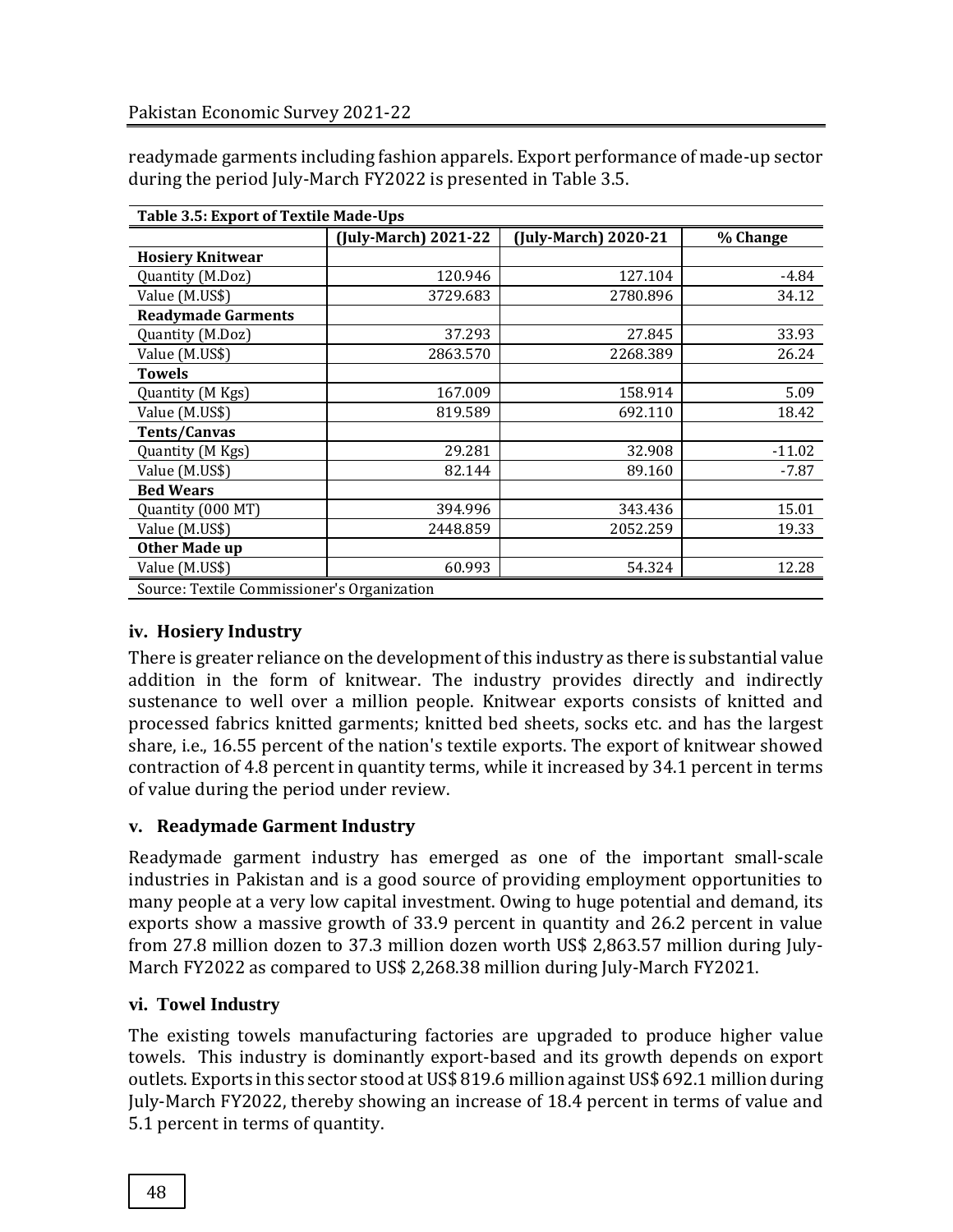readymade garments including fashion apparels. Export performance of made-up sector during the period July-March FY2022 is presented in Table 3.5.

**Table 3.5: Export of Textile Made-Ups**

| | (July-March) 2021-22 | (July-March) 2020-21 | % Change |
|---|---|---|---|
| **Hosiery Knitwear** | | | |
| Quantity (M.Doz) | 120.946 | 127.104 | -4.84 |
| Value (M.US$) | 3729.683 | 2780.896 | 34.12 |
| **Readymade Garments** | | | |
| Quantity (M.Doz) | 37.293 | 27.845 | 33.93 |
| Value (M.US$) | 2863.570 | 2268.389 | 26.24 |
| **Towels** | | | |
| Quantity (M Kgs) | 167.009 | 158.914 | 5.09 |
| Value (M.US$) | 819.589 | 692.110 | 18.42 |
| **Tents/Canvas** | | | |
| Quantity (M Kgs) | 29.281 | 32.908 | -11.02 |
| Value (M.US$) | 82.144 | 89.160 | -7.87 |
| **Bed Wears** | | | |
| Quantity (000 MT) | 394.996 | 343.436 | 15.01 |
| Value (M.US$) | 2448.859 | 2052.259 | 19.33 |
| **Other Made up** | | | |
| Value (M.US$) | 60.993 | 54.324 | 12.28 |

Source: Textile Commissioner's Organization

### iv. Hosiery Industry

There is greater reliance on the development of this industry as there is substantial value addition in the form of knitwear. The industry provides directly and indirectly sustenance to well over a million people. Knitwear exports consists of knitted and processed fabrics knitted garments; knitted bed sheets, socks etc. and has the largest share, i.e., 16.55 percent of the nation's textile exports. The export of knitwear showed contraction of 4.8 percent in quantity terms, while it increased by 34.1 percent in terms of value during the period under review.

### v. Readymade Garment Industry

Readymade garment industry has emerged as one of the important small-scale industries in Pakistan and is a good source of providing employment opportunities to many people at a very low capital investment. Owing to huge potential and demand, its exports show a massive growth of 33.9 percent in quantity and 26.2 percent in value from 27.8 million dozen to 37.3 million dozen worth US$ 2,863.57 million during July-March FY2022 as compared to US$ 2,268.38 million during July-March FY2021.

### vi. Towel Industry

The existing towels manufacturing factories are upgraded to produce higher value towels. This industry is dominantly export-based and its growth depends on export outlets. Exports in this sector stood at US$ 819.6 million against US$ 692.1 million during July-March FY2022, thereby showing an increase of 18.4 percent in terms of value and 5.1 percent in terms of quantity.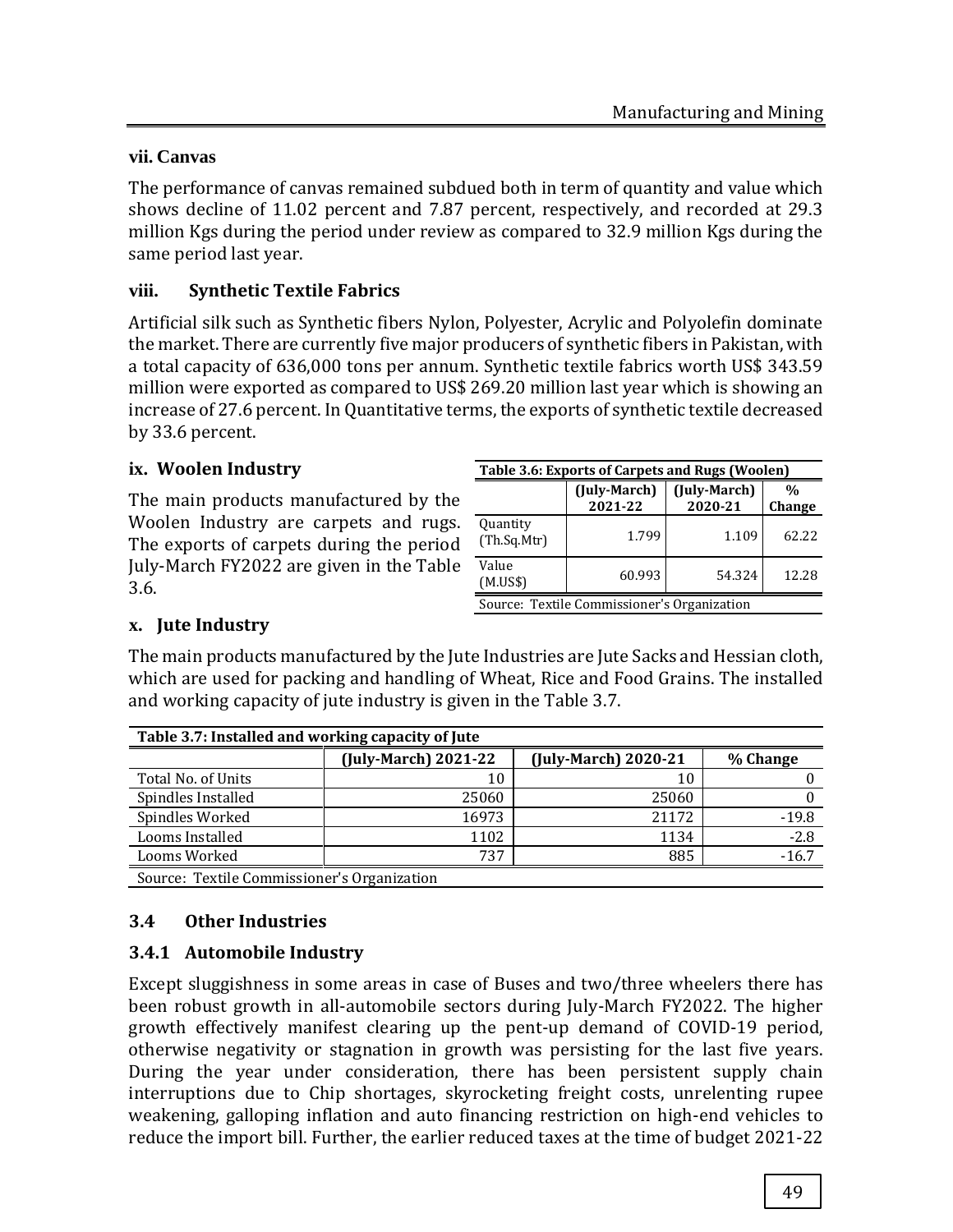### vii. Canvas

The performance of canvas remained subdued both in term of quantity and value which shows decline of 11.02 percent and 7.87 percent, respectively, and recorded at 29.3 million Kgs during the period under review as compared to 32.9 million Kgs during the same period last year.

### viii. Synthetic Textile Fabrics

Artificial silk such as Synthetic fibers Nylon, Polyester, Acrylic and Polyolefin dominate the market. There are currently five major producers of synthetic fibers in Pakistan, with a total capacity of 636,000 tons per annum. Synthetic textile fabrics worth US$ 343.59 million were exported as compared to US$ 269.20 million last year which is showing an increase of 27.6 percent. In Quantitative terms, the exports of synthetic textile decreased by 33.6 percent.

### ix. Woolen Industry

The main products manufactured by the Woolen Industry are carpets and rugs. The exports of carpets during the period July-March FY2022 are given in the Table 3.6.

**Table 3.6: Exports of Carpets and Rugs (Woolen)**

| | (July-March) 2021-22 | (July-March) 2020-21 | % Change |
|---|---|---|---|
| Quantity (Th.Sq.Mtr) | 1.799 | 1.109 | 62.22 |
| Value (M.US$) | 60.993 | 54.324 | 12.28 |

Source: Textile Commissioner's Organization

### x. Jute Industry

The main products manufactured by the Jute Industries are Jute Sacks and Hessian cloth, which are used for packing and handling of Wheat, Rice and Food Grains. The installed and working capacity of jute industry is given in the Table 3.7.

**Table 3.7: Installed and working capacity of Jute**

| | (July-March) 2021-22 | (July-March) 2020-21 | % Change |
|---|---|---|---|
| Total No. of Units | 10 | 10 | 0 |
| Spindles Installed | 25060 | 25060 | 0 |
| Spindles Worked | 16973 | 21172 | -19.8 |
| Looms Installed | 1102 | 1134 | -2.8 |
| Looms Worked | 737 | 885 | -16.7 |

Source: Textile Commissioner's Organization

## 3.4 Other Industries

### 3.4.1 Automobile Industry

Except sluggishness in some areas in case of Buses and two/three wheelers there has been robust growth in all-automobile sectors during July-March FY2022. The higher growth effectively manifest clearing up the pent-up demand of COVID-19 period, otherwise negativity or stagnation in growth was persisting for the last five years. During the year under consideration, there has been persistent supply chain interruptions due to Chip shortages, skyrocketing freight costs, unrelenting rupee weakening, galloping inflation and auto financing restriction on high-end vehicles to reduce the import bill. Further, the earlier reduced taxes at the time of budget 2021-22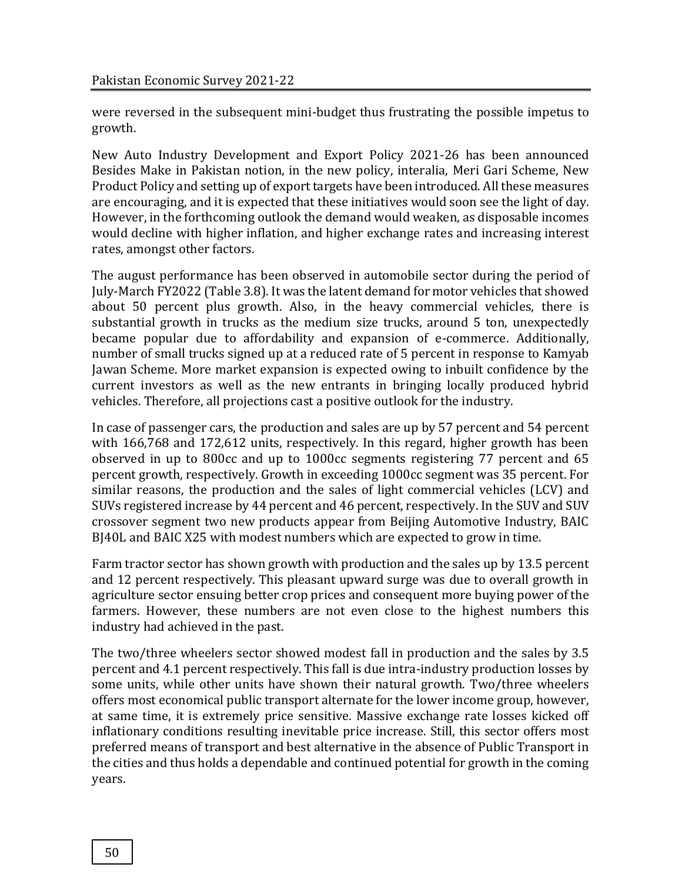were reversed in the subsequent mini-budget thus frustrating the possible impetus to growth.

New Auto Industry Development and Export Policy 2021-26 has been announced Besides Make in Pakistan notion, in the new policy, interalia, Meri Gari Scheme, New Product Policy and setting up of export targets have been introduced. All these measures are encouraging, and it is expected that these initiatives would soon see the light of day. However, in the forthcoming outlook the demand would weaken, as disposable incomes would decline with higher inflation, and higher exchange rates and increasing interest rates, amongst other factors.

The august performance has been observed in automobile sector during the period of July-March FY2022 (Table 3.8). It was the latent demand for motor vehicles that showed about 50 percent plus growth. Also, in the heavy commercial vehicles, there is substantial growth in trucks as the medium size trucks, around 5 ton, unexpectedly became popular due to affordability and expansion of e-commerce. Additionally, number of small trucks signed up at a reduced rate of 5 percent in response to Kamyab Jawan Scheme. More market expansion is expected owing to inbuilt confidence by the current investors as well as the new entrants in bringing locally produced hybrid vehicles. Therefore, all projections cast a positive outlook for the industry.

In case of passenger cars, the production and sales are up by 57 percent and 54 percent with 166,768 and 172,612 units, respectively. In this regard, higher growth has been observed in up to 800cc and up to 1000cc segments registering 77 percent and 65 percent growth, respectively. Growth in exceeding 1000cc segment was 35 percent. For similar reasons, the production and the sales of light commercial vehicles (LCV) and SUVs registered increase by 44 percent and 46 percent, respectively. In the SUV and SUV crossover segment two new products appear from Beijing Automotive Industry, BAIC BJ40L and BAIC X25 with modest numbers which are expected to grow in time.

Farm tractor sector has shown growth with production and the sales up by 13.5 percent and 12 percent respectively. This pleasant upward surge was due to overall growth in agriculture sector ensuing better crop prices and consequent more buying power of the farmers. However, these numbers are not even close to the highest numbers this industry had achieved in the past.

The two/three wheelers sector showed modest fall in production and the sales by 3.5 percent and 4.1 percent respectively. This fall is due intra-industry production losses by some units, while other units have shown their natural growth. Two/three wheelers offers most economical public transport alternate for the lower income group, however, at same time, it is extremely price sensitive. Massive exchange rate losses kicked off inflationary conditions resulting inevitable price increase. Still, this sector offers most preferred means of transport and best alternative in the absence of Public Transport in the cities and thus holds a dependable and continued potential for growth in the coming years.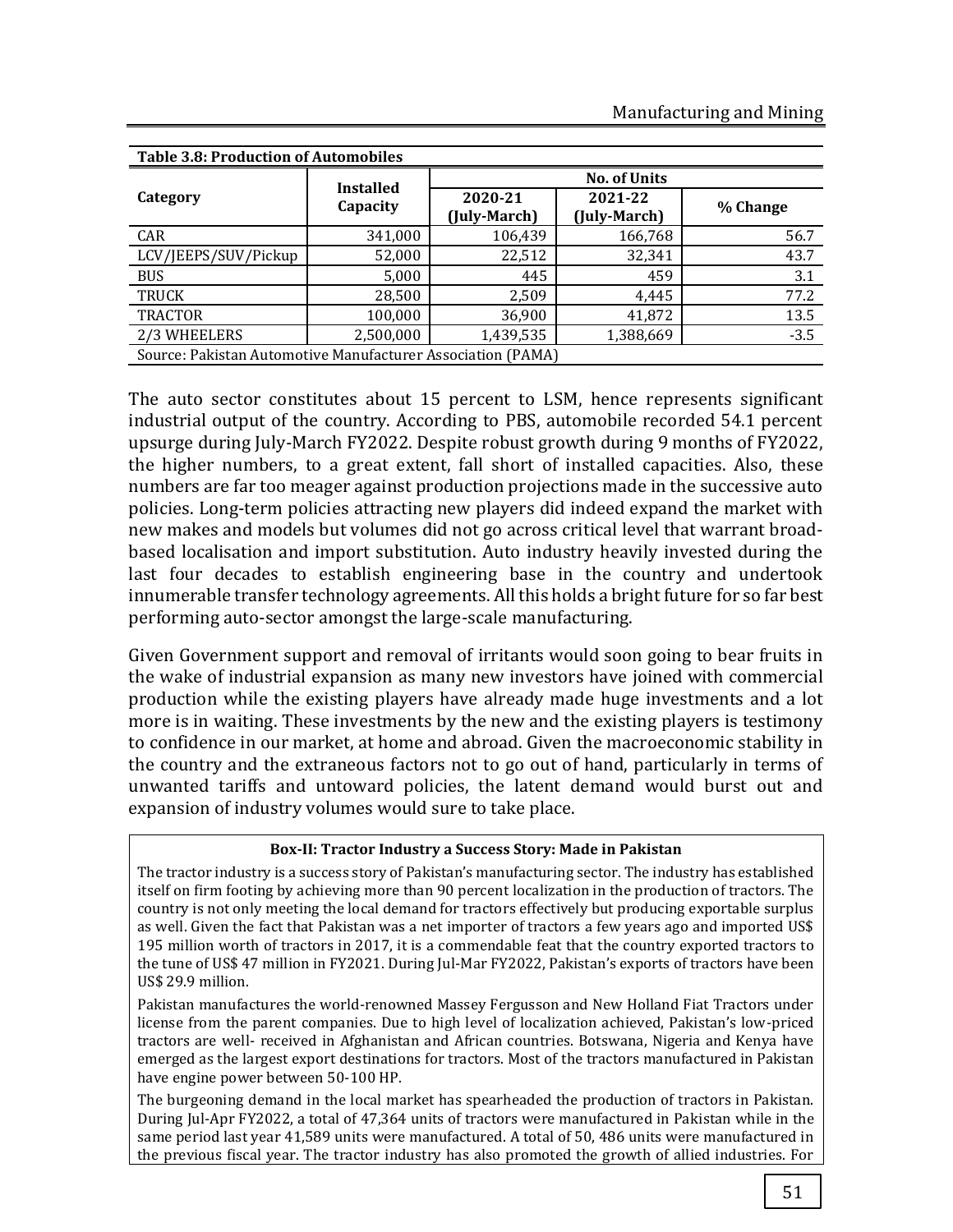**Table 3.8: Production of Automobiles**

| Category | Installed Capacity | No. of Units | | |
|---|---|---|---|---|
| | | 2020-21 (July-March) | 2021-22 (July-March) | % Change |
| CAR | 341,000 | 106,439 | 166,768 | 56.7 |
| LCV/JEEPS/SUV/Pickup | 52,000 | 22,512 | 32,341 | 43.7 |
| BUS | 5,000 | 445 | 459 | 3.1 |
| TRUCK | 28,500 | 2,509 | 4,445 | 77.2 |
| TRACTOR | 100,000 | 36,900 | 41,872 | 13.5 |
| 2/3 WHEELERS | 2,500,000 | 1,439,535 | 1,388,669 | -3.5 |

Source: Pakistan Automotive Manufacturer Association (PAMA)

The auto sector constitutes about 15 percent to LSM, hence represents significant industrial output of the country. According to PBS, automobile recorded 54.1 percent upsurge during July-March FY2022. Despite robust growth during 9 months of FY2022, the higher numbers, to a great extent, fall short of installed capacities. Also, these numbers are far too meager against production projections made in the successive auto policies. Long-term policies attracting new players did indeed expand the market with new makes and models but volumes did not go across critical level that warrant broad-based localisation and import substitution. Auto industry heavily invested during the last four decades to establish engineering base in the country and undertook innumerable transfer technology agreements. All this holds a bright future for so far best performing auto-sector amongst the large-scale manufacturing.

Given Government support and removal of irritants would soon going to bear fruits in the wake of industrial expansion as many new investors have joined with commercial production while the existing players have already made huge investments and a lot more is in waiting. These investments by the new and the existing players is testimony to confidence in our market, at home and abroad. Given the macroeconomic stability in the country and the extraneous factors not to go out of hand, particularly in terms of unwanted tariffs and untoward policies, the latent demand would burst out and expansion of industry volumes would sure to take place.

**Box-II: Tractor Industry a Success Story: Made in Pakistan**

The tractor industry is a success story of Pakistan's manufacturing sector. The industry has established itself on firm footing by achieving more than 90 percent localization in the production of tractors. The country is not only meeting the local demand for tractors effectively but producing exportable surplus as well. Given the fact that Pakistan was a net importer of tractors a few years ago and imported US$ 195 million worth of tractors in 2017, it is a commendable feat that the country exported tractors to the tune of US$ 47 million in FY2021. During Jul-Mar FY2022, Pakistan's exports of tractors have been US$ 29.9 million.

Pakistan manufactures the world-renowned Massey Fergusson and New Holland Fiat Tractors under license from the parent companies. Due to high level of localization achieved, Pakistan's low-priced tractors are well- received in Afghanistan and African countries. Botswana, Nigeria and Kenya have emerged as the largest export destinations for tractors. Most of the tractors manufactured in Pakistan have engine power between 50-100 HP.

The burgeoning demand in the local market has spearheaded the production of tractors in Pakistan. During Jul-Apr FY2022, a total of 47,364 units of tractors were manufactured in Pakistan while in the same period last year 41,589 units were manufactured. A total of 50, 486 units were manufactured in the previous fiscal year. The tractor industry has also promoted the growth of allied industries. For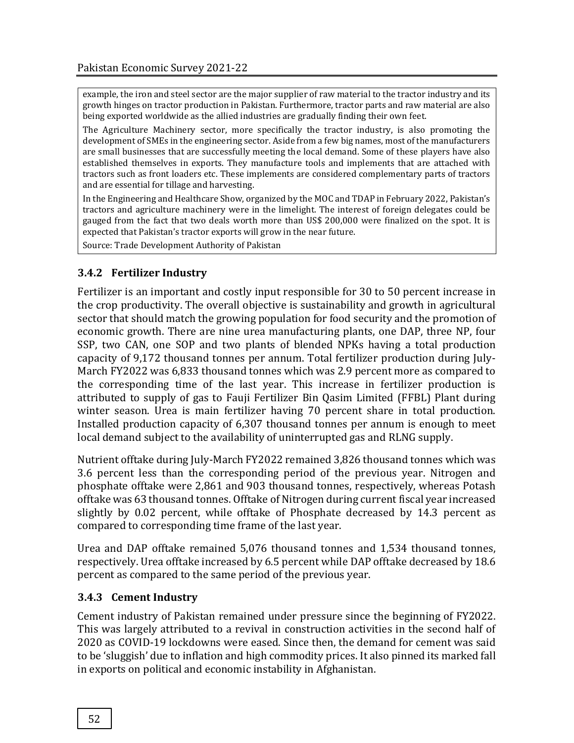example, the iron and steel sector are the major supplier of raw material to the tractor industry and its growth hinges on tractor production in Pakistan. Furthermore, tractor parts and raw material are also being exported worldwide as the allied industries are gradually finding their own feet.

The Agriculture Machinery sector, more specifically the tractor industry, is also promoting the development of SMEs in the engineering sector. Aside from a few big names, most of the manufacturers are small businesses that are successfully meeting the local demand. Some of these players have also established themselves in exports. They manufacture tools and implements that are attached with tractors such as front loaders etc. These implements are considered complementary parts of tractors and are essential for tillage and harvesting.

In the Engineering and Healthcare Show, organized by the MOC and TDAP in February 2022, Pakistan's tractors and agriculture machinery were in the limelight. The interest of foreign delegates could be gauged from the fact that two deals worth more than US$ 200,000 were finalized on the spot. It is expected that Pakistan's tractor exports will grow in the near future.

Source: Trade Development Authority of Pakistan

### 3.4.2 Fertilizer Industry

Fertilizer is an important and costly input responsible for 30 to 50 percent increase in the crop productivity. The overall objective is sustainability and growth in agricultural sector that should match the growing population for food security and the promotion of economic growth. There are nine urea manufacturing plants, one DAP, three NP, four SSP, two CAN, one SOP and two plants of blended NPKs having a total production capacity of 9,172 thousand tonnes per annum. Total fertilizer production during July-March FY2022 was 6,833 thousand tonnes which was 2.9 percent more as compared to the corresponding time of the last year. This increase in fertilizer production is attributed to supply of gas to Fauji Fertilizer Bin Qasim Limited (FFBL) Plant during winter season. Urea is main fertilizer having 70 percent share in total production. Installed production capacity of 6,307 thousand tonnes per annum is enough to meet local demand subject to the availability of uninterrupted gas and RLNG supply.

Nutrient offtake during July-March FY2022 remained 3,826 thousand tonnes which was 3.6 percent less than the corresponding period of the previous year. Nitrogen and phosphate offtake were 2,861 and 903 thousand tonnes, respectively, whereas Potash offtake was 63 thousand tonnes. Offtake of Nitrogen during current fiscal year increased slightly by 0.02 percent, while offtake of Phosphate decreased by 14.3 percent as compared to corresponding time frame of the last year.

Urea and DAP offtake remained 5,076 thousand tonnes and 1,534 thousand tonnes, respectively. Urea offtake increased by 6.5 percent while DAP offtake decreased by 18.6 percent as compared to the same period of the previous year.

### 3.4.3 Cement Industry

Cement industry of Pakistan remained under pressure since the beginning of FY2022. This was largely attributed to a revival in construction activities in the second half of 2020 as COVID-19 lockdowns were eased. Since then, the demand for cement was said to be 'sluggish' due to inflation and high commodity prices. It also pinned its marked fall in exports on political and economic instability in Afghanistan.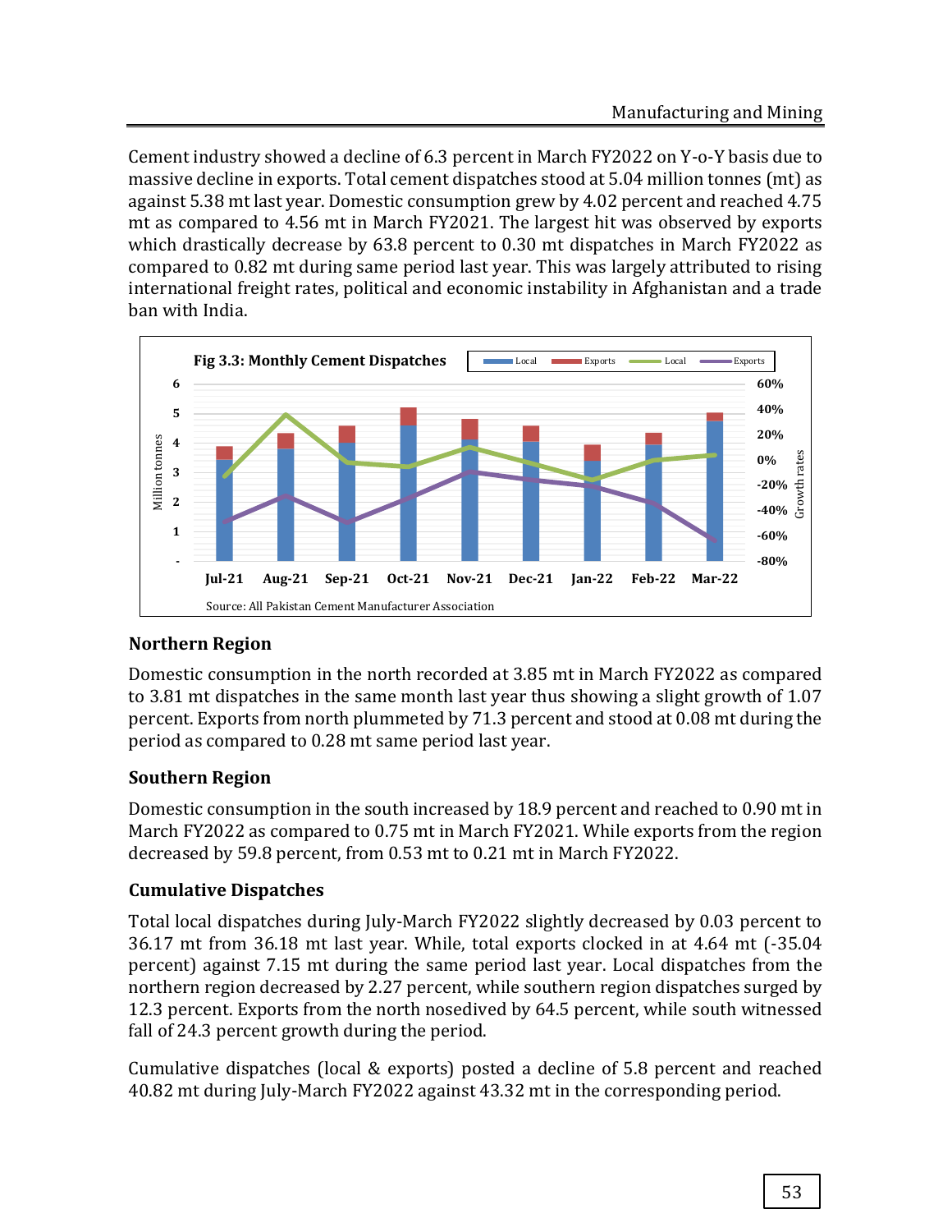Cement industry showed a decline of 6.3 percent in March FY2022 on Y-o-Y basis due to massive decline in exports. Total cement dispatches stood at 5.04 million tonnes (mt) as against 5.38 mt last year. Domestic consumption grew by 4.02 percent and reached 4.75 mt as compared to 4.56 mt in March FY2021. The largest hit was observed by exports which drastically decrease by 63.8 percent to 0.30 mt dispatches in March FY2022 as compared to 0.82 mt during same period last year. This was largely attributed to rising international freight rates, political and economic instability in Afghanistan and a trade ban with India.

**Fig 3.3: Monthly Cement Dispatches**

Source: All Pakistan Cement Manufacturer Association

### Northern Region

Domestic consumption in the north recorded at 3.85 mt in March FY2022 as compared to 3.81 mt dispatches in the same month last year thus showing a slight growth of 1.07 percent. Exports from north plummeted by 71.3 percent and stood at 0.08 mt during the period as compared to 0.28 mt same period last year.

### Southern Region

Domestic consumption in the south increased by 18.9 percent and reached to 0.90 mt in March FY2022 as compared to 0.75 mt in March FY2021. While exports from the region decreased by 59.8 percent, from 0.53 mt to 0.21 mt in March FY2022.

### Cumulative Dispatches

Total local dispatches during July-March FY2022 slightly decreased by 0.03 percent to 36.17 mt from 36.18 mt last year. While, total exports clocked in at 4.64 mt (-35.04 percent) against 7.15 mt during the same period last year. Local dispatches from the northern region decreased by 2.27 percent, while southern region dispatches surged by 12.3 percent. Exports from the north nosedived by 64.5 percent, while south witnessed fall of 24.3 percent growth during the period.

Cumulative dispatches (local & exports) posted a decline of 5.8 percent and reached 40.82 mt during July-March FY2022 against 43.32 mt in the corresponding period.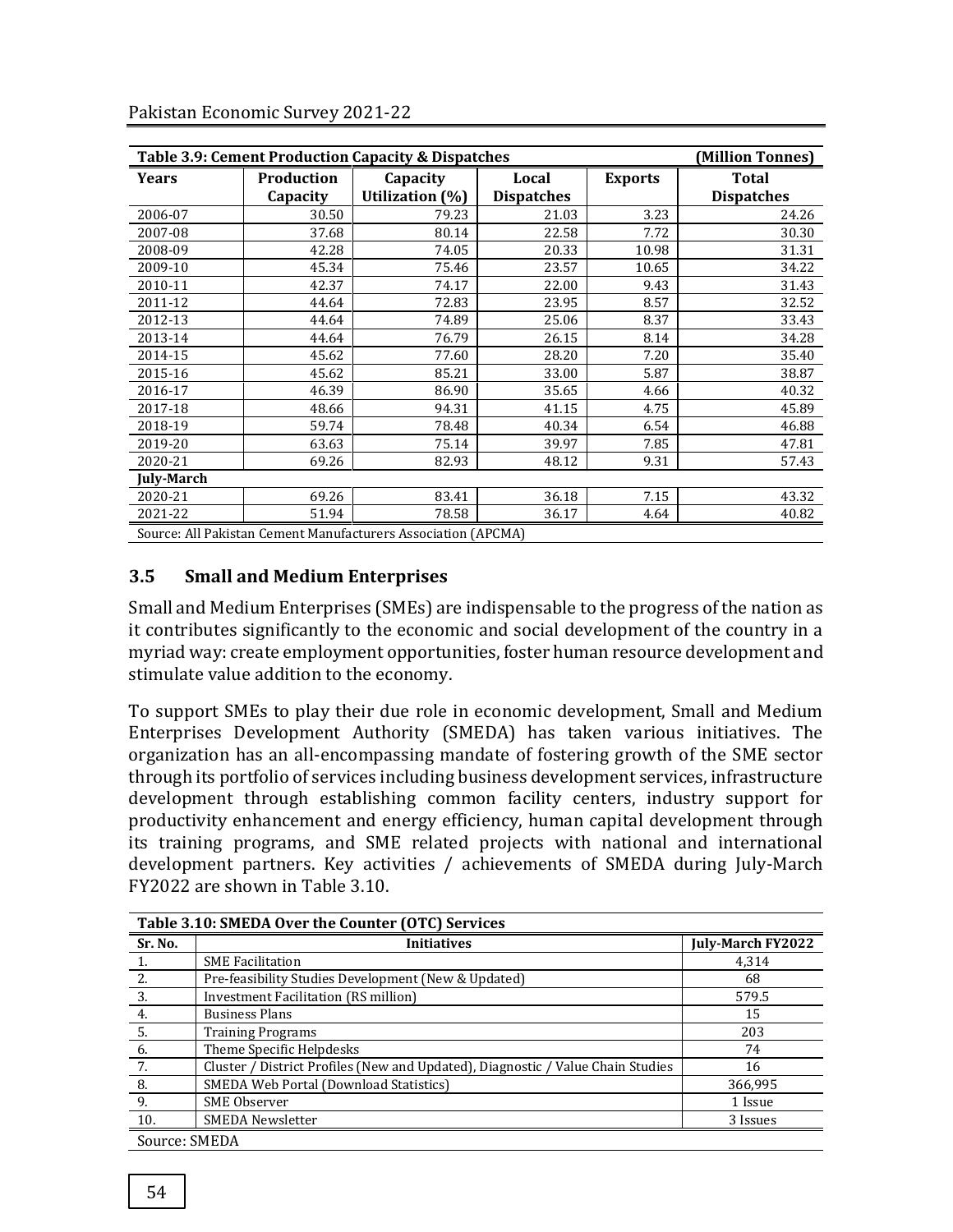| **Table 3.9: Cement Production Capacity & Dispatches** | | | | | **(Million Tonnes)** |
|---|---|---|---|---|---|
| **Years** | **Production Capacity** | **Capacity Utilization (%)** | **Local Dispatches** | **Exports** | **Total Dispatches** |
| 2006-07 | 30.50 | 79.23 | 21.03 | 3.23 | 24.26 |
| 2007-08 | 37.68 | 80.14 | 22.58 | 7.72 | 30.30 |
| 2008-09 | 42.28 | 74.05 | 20.33 | 10.98 | 31.31 |
| 2009-10 | 45.34 | 75.46 | 23.57 | 10.65 | 34.22 |
| 2010-11 | 42.37 | 74.17 | 22.00 | 9.43 | 31.43 |
| 2011-12 | 44.64 | 72.83 | 23.95 | 8.57 | 32.52 |
| 2012-13 | 44.64 | 74.89 | 25.06 | 8.37 | 33.43 |
| 2013-14 | 44.64 | 76.79 | 26.15 | 8.14 | 34.28 |
| 2014-15 | 45.62 | 77.60 | 28.20 | 7.20 | 35.40 |
| 2015-16 | 45.62 | 85.21 | 33.00 | 5.87 | 38.87 |
| 2016-17 | 46.39 | 86.90 | 35.65 | 4.66 | 40.32 |
| 2017-18 | 48.66 | 94.31 | 41.15 | 4.75 | 45.89 |
| 2018-19 | 59.74 | 78.48 | 40.34 | 6.54 | 46.88 |
| 2019-20 | 63.63 | 75.14 | 39.97 | 7.85 | 47.81 |
| 2020-21 | 69.26 | 82.93 | 48.12 | 9.31 | 57.43 |
| **July-March** | | | | | |
| 2020-21 | 69.26 | 83.41 | 36.18 | 7.15 | 43.32 |
| 2021-22 | 51.94 | 78.58 | 36.17 | 4.64 | 40.82 |

Source: All Pakistan Cement Manufacturers Association (APCMA)

## 3.5 Small and Medium Enterprises

Small and Medium Enterprises (SMEs) are indispensable to the progress of the nation as it contributes significantly to the economic and social development of the country in a myriad way: create employment opportunities, foster human resource development and stimulate value addition to the economy.

To support SMEs to play their due role in economic development, Small and Medium Enterprises Development Authority (SMEDA) has taken various initiatives. The organization has an all-encompassing mandate of fostering growth of the SME sector through its portfolio of services including business development services, infrastructure development through establishing common facility centers, industry support for productivity enhancement and energy efficiency, human capital development through its training programs, and SME related projects with national and international development partners. Key activities / achievements of SMEDA during July-March FY2022 are shown in Table 3.10.

**Table 3.10: SMEDA Over the Counter (OTC) Services**

| **Sr. No.** | **Initiatives** | **July-March FY2022** |
|---|---|---|
| 1. | SME Facilitation | 4,314 |
| 2. | Pre-feasibility Studies Development (New & Updated) | 68 |
| 3. | Investment Facilitation (RS million) | 579.5 |
| 4. | Business Plans | 15 |
| 5. | Training Programs | 203 |
| 6. | Theme Specific Helpdesks | 74 |
| 7. | Cluster / District Profiles (New and Updated), Diagnostic / Value Chain Studies | 16 |
| 8. | SMEDA Web Portal (Download Statistics) | 366,995 |
| 9. | SME Observer | 1 Issue |
| 10. | SMEDA Newsletter | 3 Issues |

Source: SMEDA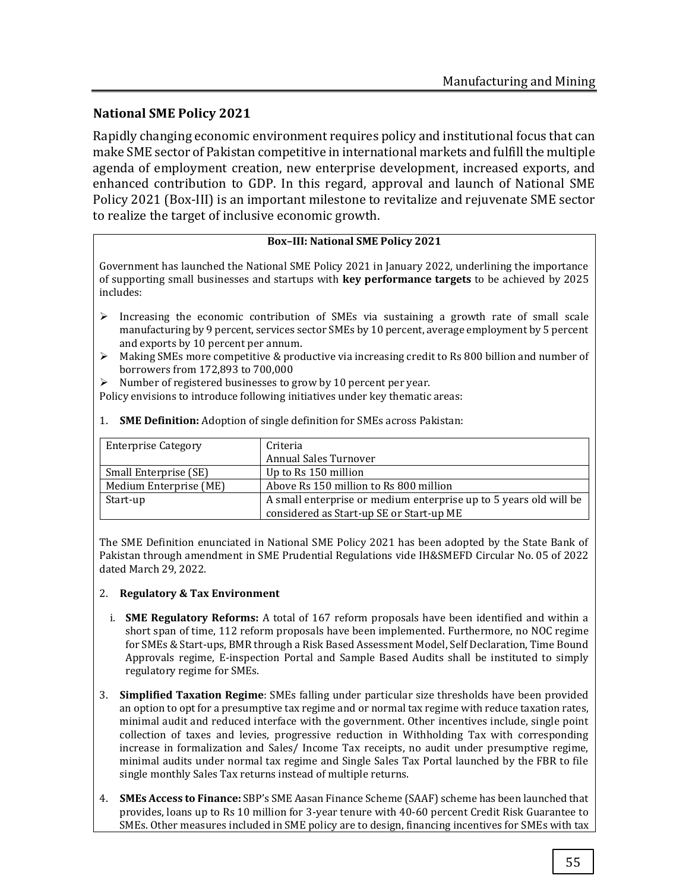## National SME Policy 2021

Rapidly changing economic environment requires policy and institutional focus that can make SME sector of Pakistan competitive in international markets and fulfill the multiple agenda of employment creation, new enterprise development, increased exports, and enhanced contribution to GDP. In this regard, approval and launch of National SME Policy 2021 (Box-III) is an important milestone to revitalize and rejuvenate SME sector to realize the target of inclusive economic growth.

### Box–III: National SME Policy 2021

Government has launched the National SME Policy 2021 in January 2022, underlining the importance of supporting small businesses and startups with **key performance targets** to be achieved by 2025 includes:

- Increasing the economic contribution of SMEs via sustaining a growth rate of small scale manufacturing by 9 percent, services sector SMEs by 10 percent, average employment by 5 percent and exports by 10 percent per annum.
- Making SMEs more competitive & productive via increasing credit to Rs 800 billion and number of borrowers from 172,893 to 700,000
- Number of registered businesses to grow by 10 percent per year.

Policy envisions to introduce following initiatives under key thematic areas:

1. **SME Definition:** Adoption of single definition for SMEs across Pakistan:

| Enterprise Category | Criteria<br>Annual Sales Turnover |
|---|---|
| Small Enterprise (SE) | Up to Rs 150 million |
| Medium Enterprise (ME) | Above Rs 150 million to Rs 800 million |
| Start-up | A small enterprise or medium enterprise up to 5 years old will be considered as Start-up SE or Start-up ME |

The SME Definition enunciated in National SME Policy 2021 has been adopted by the State Bank of Pakistan through amendment in SME Prudential Regulations vide IH&SMEFD Circular No. 05 of 2022 dated March 29, 2022.

2. **Regulatory & Tax Environment**

   i. **SME Regulatory Reforms:** A total of 167 reform proposals have been identified and within a short span of time, 112 reform proposals have been implemented. Furthermore, no NOC regime for SMEs & Start-ups, BMR through a Risk Based Assessment Model, Self Declaration, Time Bound Approvals regime, E-inspection Portal and Sample Based Audits shall be instituted to simply regulatory regime for SMEs.

3. **Simplified Taxation Regime**: SMEs falling under particular size thresholds have been provided an option to opt for a presumptive tax regime and or normal tax regime with reduce taxation rates, minimal audit and reduced interface with the government. Other incentives include, single point collection of taxes and levies, progressive reduction in Withholding Tax with corresponding increase in formalization and Sales/ Income Tax receipts, no audit under presumptive regime, minimal audits under normal tax regime and Single Sales Tax Portal launched by the FBR to file single monthly Sales Tax returns instead of multiple returns.

4. **SMEs Access to Finance:** SBP's SME Aasan Finance Scheme (SAAF) scheme has been launched that provides, loans up to Rs 10 million for 3-year tenure with 40-60 percent Credit Risk Guarantee to SMEs. Other measures included in SME policy are to design, financing incentives for SMEs with tax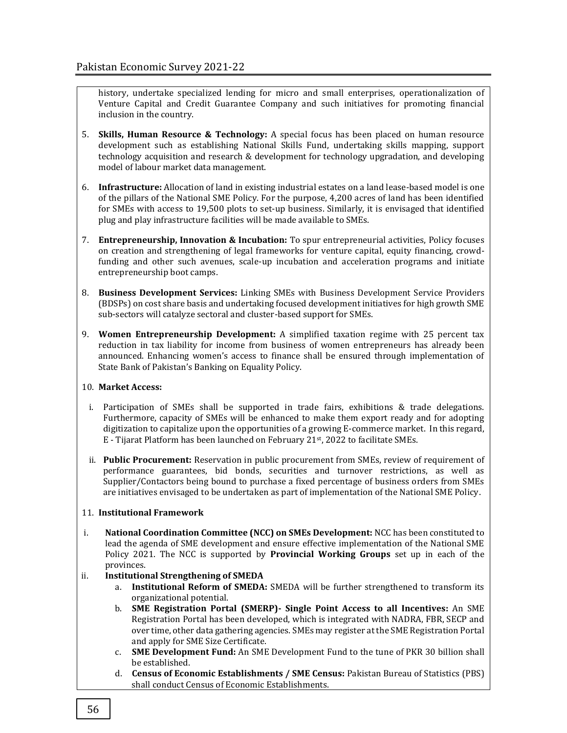history, undertake specialized lending for micro and small enterprises, operationalization of Venture Capital and Credit Guarantee Company and such initiatives for promoting financial inclusion in the country.

5. **Skills, Human Resource & Technology:** A special focus has been placed on human resource development such as establishing National Skills Fund, undertaking skills mapping, support technology acquisition and research & development for technology upgradation, and developing model of labour market data management.

6. **Infrastructure:** Allocation of land in existing industrial estates on a land lease-based model is one of the pillars of the National SME Policy. For the purpose, 4,200 acres of land has been identified for SMEs with access to 19,500 plots to set-up business. Similarly, it is envisaged that identified plug and play infrastructure facilities will be made available to SMEs.

7. **Entrepreneurship, Innovation & Incubation:** To spur entrepreneurial activities, Policy focuses on creation and strengthening of legal frameworks for venture capital, equity financing, crowd-funding and other such avenues, scale-up incubation and acceleration programs and initiate entrepreneurship boot camps.

8. **Business Development Services:** Linking SMEs with Business Development Service Providers (BDSPs) on cost share basis and undertaking focused development initiatives for high growth SME sub-sectors will catalyze sectoral and cluster-based support for SMEs.

9. **Women Entrepreneurship Development:** A simplified taxation regime with 25 percent tax reduction in tax liability for income from business of women entrepreneurs has already been announced. Enhancing women's access to finance shall be ensured through implementation of State Bank of Pakistan's Banking on Equality Policy.

10. **Market Access:**

   i. Participation of SMEs shall be supported in trade fairs, exhibitions & trade delegations. Furthermore, capacity of SMEs will be enhanced to make them export ready and for adopting digitization to capitalize upon the opportunities of a growing E-commerce market. In this regard, E - Tijarat Platform has been launched on February 21st, 2022 to facilitate SMEs.

   ii. **Public Procurement:** Reservation in public procurement from SMEs, review of requirement of performance guarantees, bid bonds, securities and turnover restrictions, as well as Supplier/Contactors being bound to purchase a fixed percentage of business orders from SMEs are initiatives envisaged to be undertaken as part of implementation of the National SME Policy.

11. **Institutional Framework**

   i. **National Coordination Committee (NCC) on SMEs Development:** NCC has been constituted to lead the agenda of SME development and ensure effective implementation of the National SME Policy 2021. The NCC is supported by **Provincial Working Groups** set up in each of the provinces.

   ii. **Institutional Strengthening of SMEDA**

      a. **Institutional Reform of SMEDA:** SMEDA will be further strengthened to transform its organizational potential.

      b. **SME Registration Portal (SMERP)- Single Point Access to all Incentives:** An SME Registration Portal has been developed, which is integrated with NADRA, FBR, SECP and over time, other data gathering agencies. SMEs may register at the SME Registration Portal and apply for SME Size Certificate.

      c. **SME Development Fund:** An SME Development Fund to the tune of PKR 30 billion shall be established.

      d. **Census of Economic Establishments / SME Census:** Pakistan Bureau of Statistics (PBS) shall conduct Census of Economic Establishments.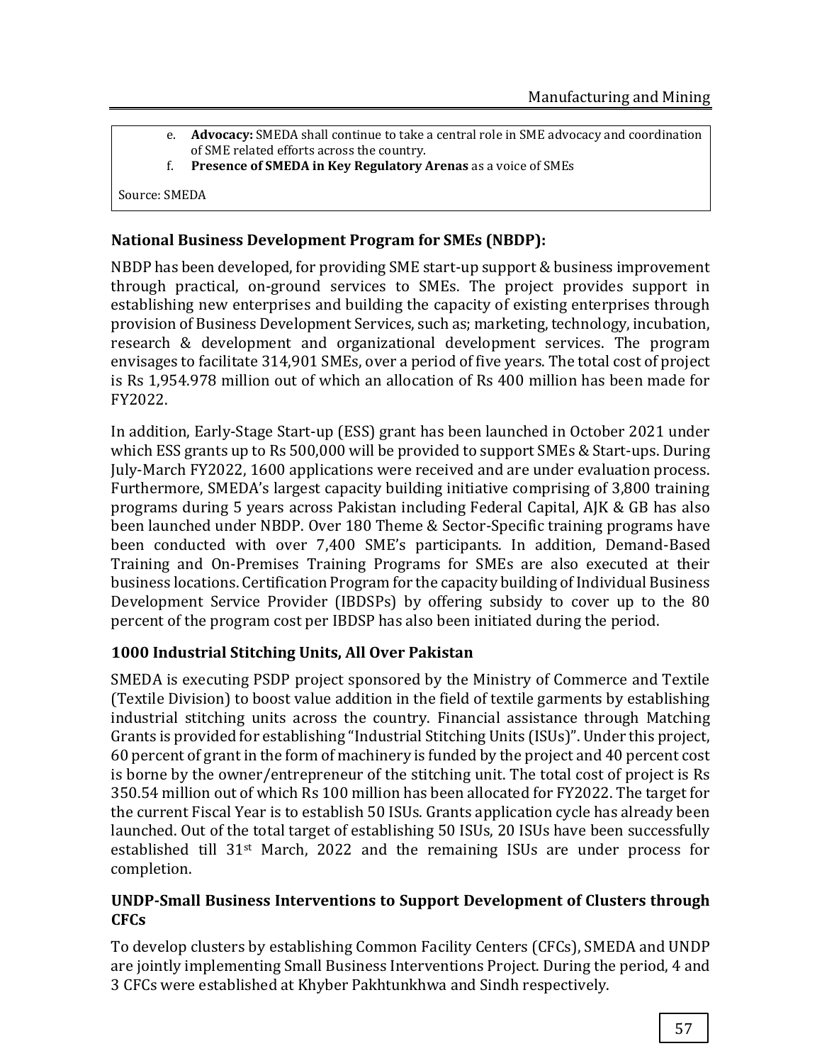e. **Advocacy:** SMEDA shall continue to take a central role in SME advocacy and coordination of SME related efforts across the country.
f. **Presence of SMEDA in Key Regulatory Arenas** as a voice of SMEs

Source: SMEDA

**National Business Development Program for SMEs (NBDP):**

NBDP has been developed, for providing SME start-up support & business improvement through practical, on-ground services to SMEs. The project provides support in establishing new enterprises and building the capacity of existing enterprises through provision of Business Development Services, such as; marketing, technology, incubation, research & development and organizational development services. The program envisages to facilitate 314,901 SMEs, over a period of five years. The total cost of project is Rs 1,954.978 million out of which an allocation of Rs 400 million has been made for FY2022.

In addition, Early-Stage Start-up (ESS) grant has been launched in October 2021 under which ESS grants up to Rs 500,000 will be provided to support SMEs & Start-ups. During July-March FY2022, 1600 applications were received and are under evaluation process. Furthermore, SMEDA's largest capacity building initiative comprising of 3,800 training programs during 5 years across Pakistan including Federal Capital, AJK & GB has also been launched under NBDP. Over 180 Theme & Sector-Specific training programs have been conducted with over 7,400 SME's participants. In addition, Demand-Based Training and On-Premises Training Programs for SMEs are also executed at their business locations. Certification Program for the capacity building of Individual Business Development Service Provider (IBDSPs) by offering subsidy to cover up to the 80 percent of the program cost per IBDSP has also been initiated during the period.

**1000 Industrial Stitching Units, All Over Pakistan**

SMEDA is executing PSDP project sponsored by the Ministry of Commerce and Textile (Textile Division) to boost value addition in the field of textile garments by establishing industrial stitching units across the country. Financial assistance through Matching Grants is provided for establishing "Industrial Stitching Units (ISUs)". Under this project, 60 percent of grant in the form of machinery is funded by the project and 40 percent cost is borne by the owner/entrepreneur of the stitching unit. The total cost of project is Rs 350.54 million out of which Rs 100 million has been allocated for FY2022. The target for the current Fiscal Year is to establish 50 ISUs. Grants application cycle has already been launched. Out of the total target of establishing 50 ISUs, 20 ISUs have been successfully established till 31st March, 2022 and the remaining ISUs are under process for completion.

**UNDP-Small Business Interventions to Support Development of Clusters through CFCs**

To develop clusters by establishing Common Facility Centers (CFCs), SMEDA and UNDP are jointly implementing Small Business Interventions Project. During the period, 4 and 3 CFCs were established at Khyber Pakhtunkhwa and Sindh respectively.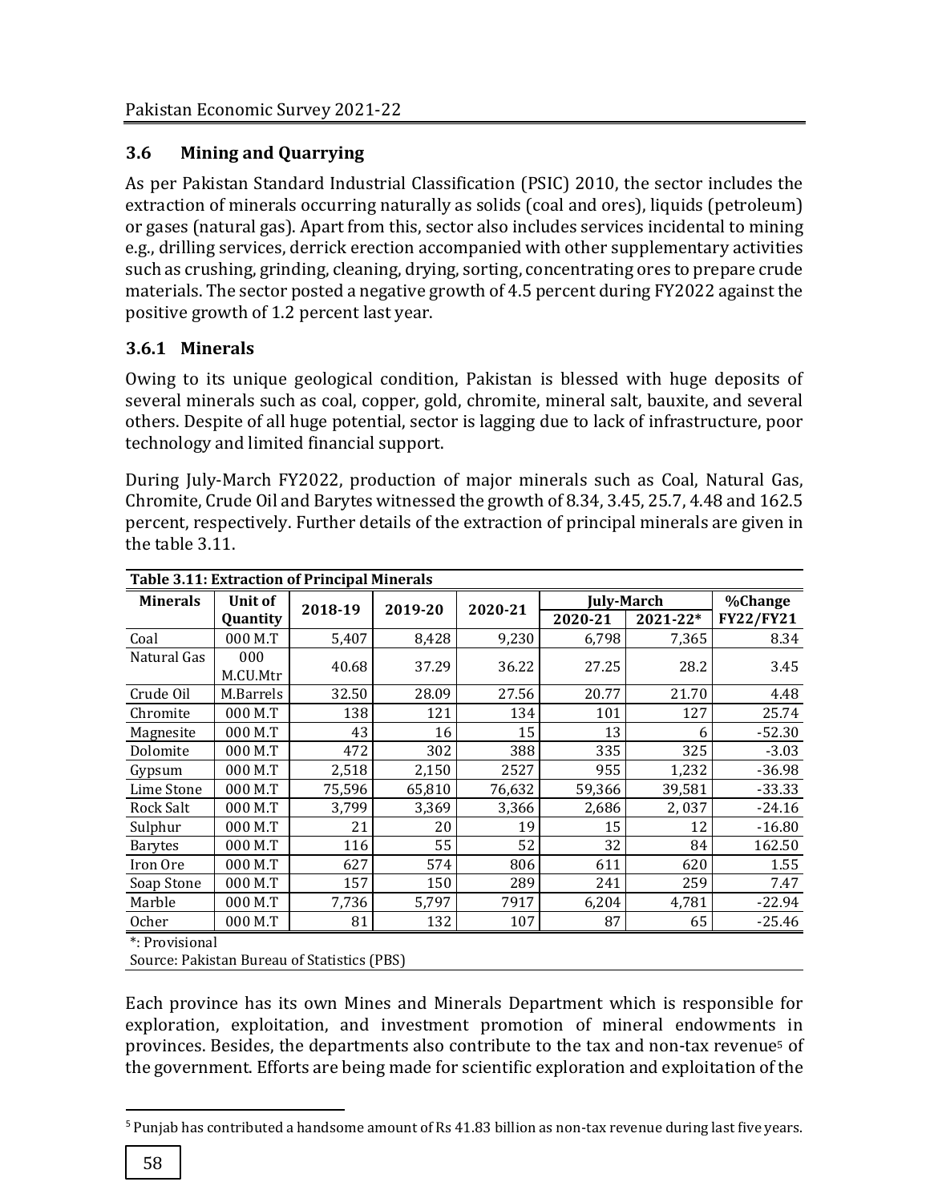## 3.6 Mining and Quarrying

As per Pakistan Standard Industrial Classification (PSIC) 2010, the sector includes the extraction of minerals occurring naturally as solids (coal and ores), liquids (petroleum) or gases (natural gas). Apart from this, sector also includes services incidental to mining e.g., drilling services, derrick erection accompanied with other supplementary activities such as crushing, grinding, cleaning, drying, sorting, concentrating ores to prepare crude materials. The sector posted a negative growth of 4.5 percent during FY2022 against the positive growth of 1.2 percent last year.

### 3.6.1 Minerals

Owing to its unique geological condition, Pakistan is blessed with huge deposits of several minerals such as coal, copper, gold, chromite, mineral salt, bauxite, and several others. Despite of all huge potential, sector is lagging due to lack of infrastructure, poor technology and limited financial support.

During July-March FY2022, production of major minerals such as Coal, Natural Gas, Chromite, Crude Oil and Barytes witnessed the growth of 8.34, 3.45, 25.7, 4.48 and 162.5 percent, respectively. Further details of the extraction of principal minerals are given in the table 3.11.

**Table 3.11: Extraction of Principal Minerals**

| Minerals | Unit of Quantity | 2018-19 | 2019-20 | 2020-21 | July-March | | %Change |
|---|---|---|---|---|---|---|---|
| | | | | | 2020-21 | 2021-22* | FY22/FY21 |
| Coal | 000 M.T | 5,407 | 8,428 | 9,230 | 6,798 | 7,365 | 8.34 |
| Natural Gas | 000 M.CU.Mtr | 40.68 | 37.29 | 36.22 | 27.25 | 28.2 | 3.45 |
| Crude Oil | M.Barrels | 32.50 | 28.09 | 27.56 | 20.77 | 21.70 | 4.48 |
| Chromite | 000 M.T | 138 | 121 | 134 | 101 | 127 | 25.74 |
| Magnesite | 000 M.T | 43 | 16 | 15 | 13 | 6 | -52.30 |
| Dolomite | 000 M.T | 472 | 302 | 388 | 335 | 325 | -3.03 |
| Gypsum | 000 M.T | 2,518 | 2,150 | 2527 | 955 | 1,232 | -36.98 |
| Lime Stone | 000 M.T | 75,596 | 65,810 | 76,632 | 59,366 | 39,581 | -33.33 |
| Rock Salt | 000 M.T | 3,799 | 3,369 | 3,366 | 2,686 | 2, 037 | -24.16 |
| Sulphur | 000 M.T | 21 | 20 | 19 | 15 | 12 | -16.80 |
| Barytes | 000 M.T | 116 | 55 | 52 | 32 | 84 | 162.50 |
| Iron Ore | 000 M.T | 627 | 574 | 806 | 611 | 620 | 1.55 |
| Soap Stone | 000 M.T | 157 | 150 | 289 | 241 | 259 | 7.47 |
| Marble | 000 M.T | 7,736 | 5,797 | 7917 | 6,204 | 4,781 | -22.94 |
| Ocher | 000 M.T | 81 | 132 | 107 | 87 | 65 | -25.46 |

*: Provisional
Source: Pakistan Bureau of Statistics (PBS)

Each province has its own Mines and Minerals Department which is responsible for exploration, exploitation, and investment promotion of mineral endowments in provinces. Besides, the departments also contribute to the tax and non-tax revenue[5] of the government. Efforts are being made for scientific exploration and exploitation of the

[5] Punjab has contributed a handsome amount of Rs 41.83 billion as non-tax revenue during last five years.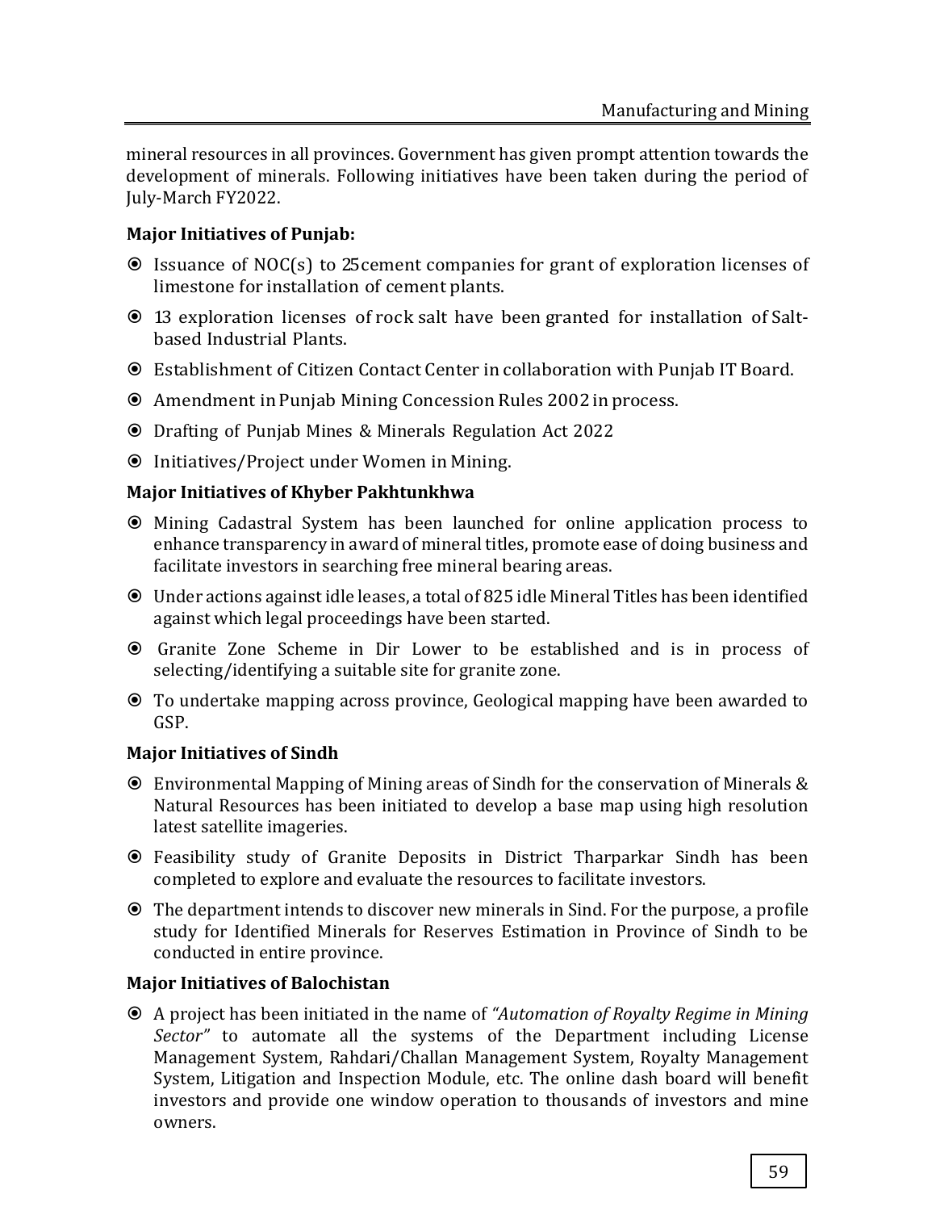mineral resources in all provinces. Government has given prompt attention towards the development of minerals. Following initiatives have been taken during the period of July-March FY2022.

**Major Initiatives of Punjab:**

- Issuance of NOC(s) to 25 cement companies for grant of exploration licenses of limestone for installation of cement plants.
- 13 exploration licenses of rock salt have been granted for installation of Salt-based Industrial Plants.
- Establishment of Citizen Contact Center in collaboration with Punjab IT Board.
- Amendment in Punjab Mining Concession Rules 2002 in process.
- Drafting of Punjab Mines & Minerals Regulation Act 2022
- Initiatives/Project under Women in Mining.

**Major Initiatives of Khyber Pakhtunkhwa**

- Mining Cadastral System has been launched for online application process to enhance transparency in award of mineral titles, promote ease of doing business and facilitate investors in searching free mineral bearing areas.
- Under actions against idle leases, a total of 825 idle Mineral Titles has been identified against which legal proceedings have been started.
- Granite Zone Scheme in Dir Lower to be established and is in process of selecting/identifying a suitable site for granite zone.
- To undertake mapping across province, Geological mapping have been awarded to GSP.

**Major Initiatives of Sindh**

- Environmental Mapping of Mining areas of Sindh for the conservation of Minerals & Natural Resources has been initiated to develop a base map using high resolution latest satellite imageries.
- Feasibility study of Granite Deposits in District Tharparkar Sindh has been completed to explore and evaluate the resources to facilitate investors.
- The department intends to discover new minerals in Sind. For the purpose, a profile study for Identified Minerals for Reserves Estimation in Province of Sindh to be conducted in entire province.

**Major Initiatives of Balochistan**

- A project has been initiated in the name of *"Automation of Royalty Regime in Mining Sector"* to automate all the systems of the Department including License Management System, Rahdari/Challan Management System, Royalty Management System, Litigation and Inspection Module, etc. The online dash board will benefit investors and provide one window operation to thousands of investors and mine owners.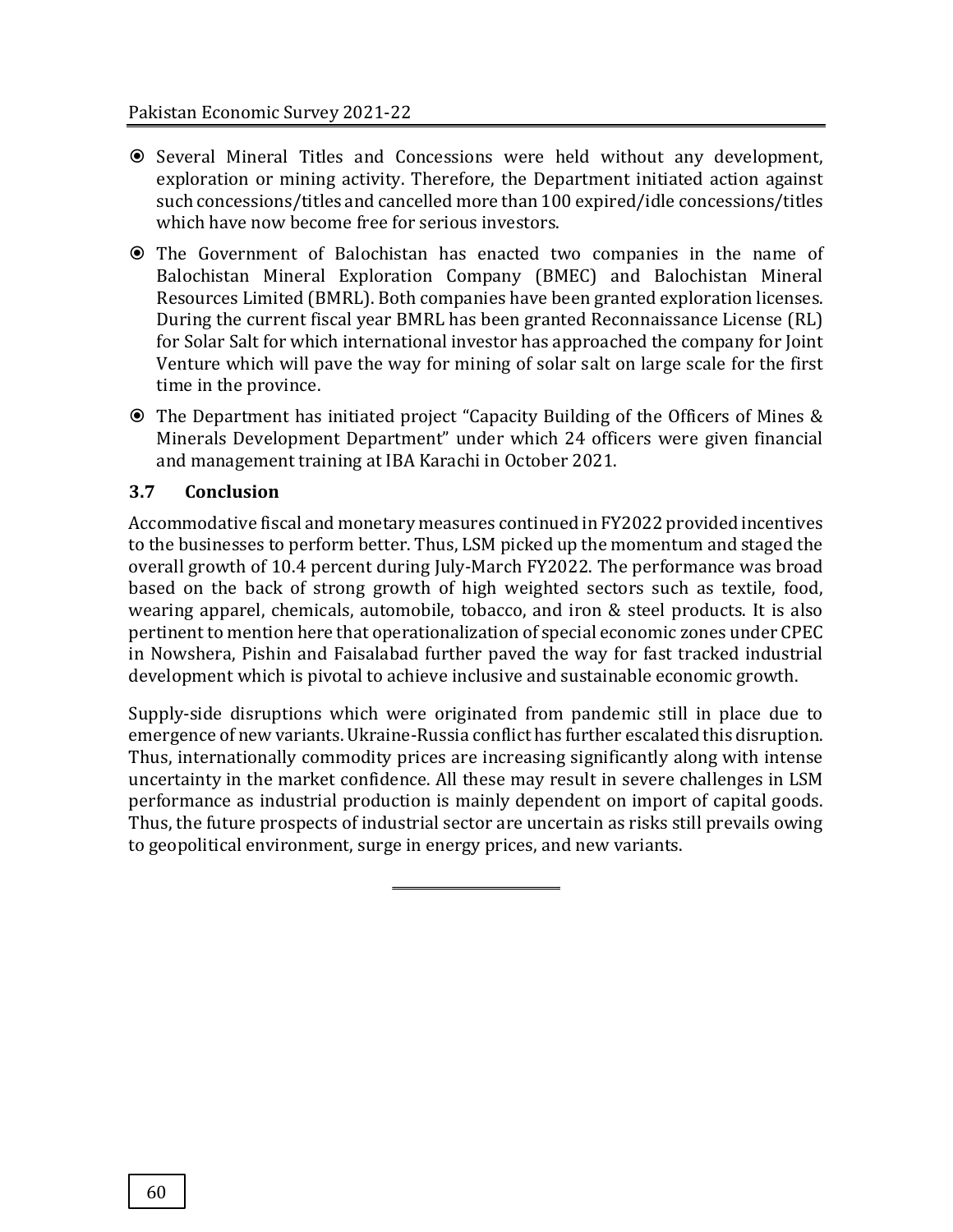- Several Mineral Titles and Concessions were held without any development, exploration or mining activity. Therefore, the Department initiated action against such concessions/titles and cancelled more than 100 expired/idle concessions/titles which have now become free for serious investors.
- The Government of Balochistan has enacted two companies in the name of Balochistan Mineral Exploration Company (BMEC) and Balochistan Mineral Resources Limited (BMRL). Both companies have been granted exploration licenses. During the current fiscal year BMRL has been granted Reconnaissance License (RL) for Solar Salt for which international investor has approached the company for Joint Venture which will pave the way for mining of solar salt on large scale for the first time in the province.
- The Department has initiated project "Capacity Building of the Officers of Mines & Minerals Development Department" under which 24 officers were given financial and management training at IBA Karachi in October 2021.

### 3.7 Conclusion

Accommodative fiscal and monetary measures continued in FY2022 provided incentives to the businesses to perform better. Thus, LSM picked up the momentum and staged the overall growth of 10.4 percent during July-March FY2022. The performance was broad based on the back of strong growth of high weighted sectors such as textile, food, wearing apparel, chemicals, automobile, tobacco, and iron & steel products. It is also pertinent to mention here that operationalization of special economic zones under CPEC in Nowshera, Pishin and Faisalabad further paved the way for fast tracked industrial development which is pivotal to achieve inclusive and sustainable economic growth.

Supply-side disruptions which were originated from pandemic still in place due to emergence of new variants. Ukraine-Russia conflict has further escalated this disruption. Thus, internationally commodity prices are increasing significantly along with intense uncertainty in the market confidence. All these may result in severe challenges in LSM performance as industrial production is mainly dependent on import of capital goods. Thus, the future prospects of industrial sector are uncertain as risks still prevails owing to geopolitical environment, surge in energy prices, and new variants.